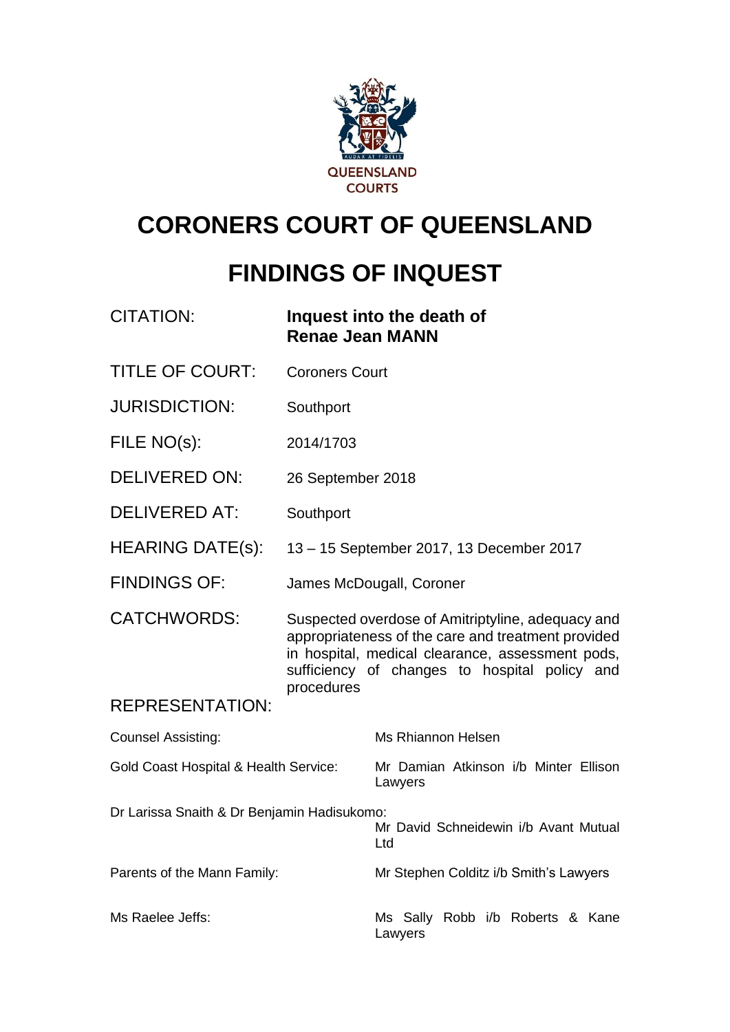QUEENSLAND COURTS

# CORONERS COURT OF QUEENSLAND

# FINDINGS OF INQUEST

| | |
|---|---|
| CITATION: | **Inquest into the death of Renae Jean MANN** |
| TITLE OF COURT: | Coroners Court |
| JURISDICTION: | Southport |
| FILE NO(s): | 2014/1703 |
| DELIVERED ON: | 26 September 2018 |
| DELIVERED AT: | Southport |
| HEARING DATE(s): | 13 – 15 September 2017, 13 December 2017 |
| FINDINGS OF: | James McDougall, Coroner |
| CATCHWORDS: | Suspected overdose of Amitriptyline, adequacy and appropriateness of the care and treatment provided in hospital, medical clearance, assessment pods, sufficiency of changes to hospital policy and procedures |

REPRESENTATION:

| | |
|---|---|
| Counsel Assisting: | Ms Rhiannon Helsen |
| Gold Coast Hospital & Health Service: | Mr Damian Atkinson i/b Minter Ellison Lawyers |
| Dr Larissa Snaith & Dr Benjamin Hadisukomo: | Mr David Schneidewin i/b Avant Mutual Ltd |
| Parents of the Mann Family: | Mr Stephen Colditz i/b Smith's Lawyers |
| Ms Raelee Jeffs: | Ms Sally Robb i/b Roberts & Kane Lawyers |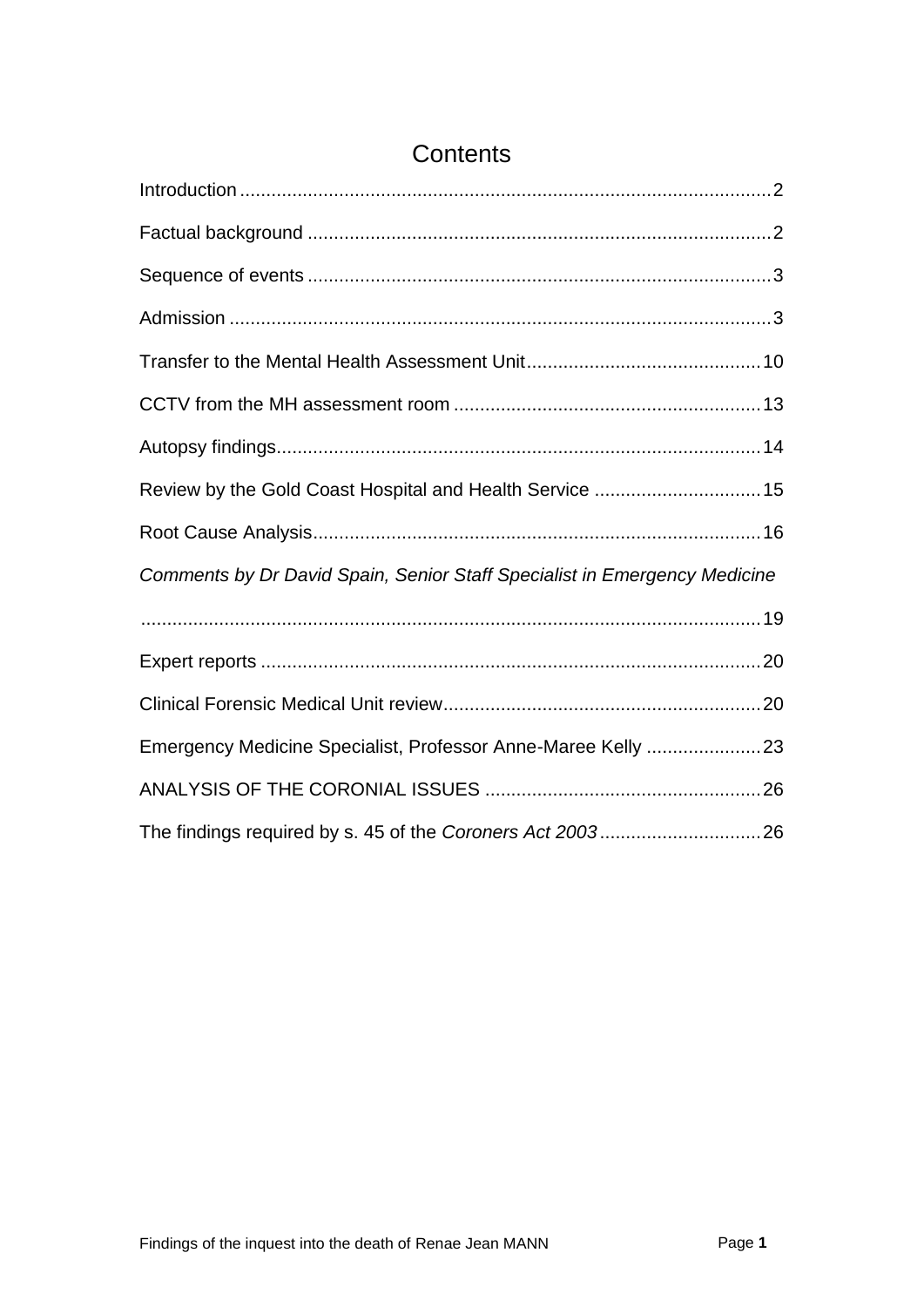# Contents

Introduction .................................................................................................. 2

Factual background ...................................................................................... 2

Sequence of events ...................................................................................... 3

Admission ..................................................................................................... 3

Transfer to the Mental Health Assessment Unit ............................................ 10

CCTV from the MH assessment room .......................................................... 13

Autopsy findings ............................................................................................ 14

Review by the Gold Coast Hospital and Health Service ................................ 15

Root Cause Analysis ..................................................................................... 16

*Comments by Dr David Spain, Senior Staff Specialist in Emergency Medicine*

...................................................................................................................... 19

Expert reports ............................................................................................... 20

Clinical Forensic Medical Unit review ............................................................ 20

Emergency Medicine Specialist, Professor Anne-Maree Kelly ...................... 23

ANALYSIS OF THE CORONIAL ISSUES ..................................................... 26

The findings required by s. 45 of the *Coroners Act 2003* .............................. 26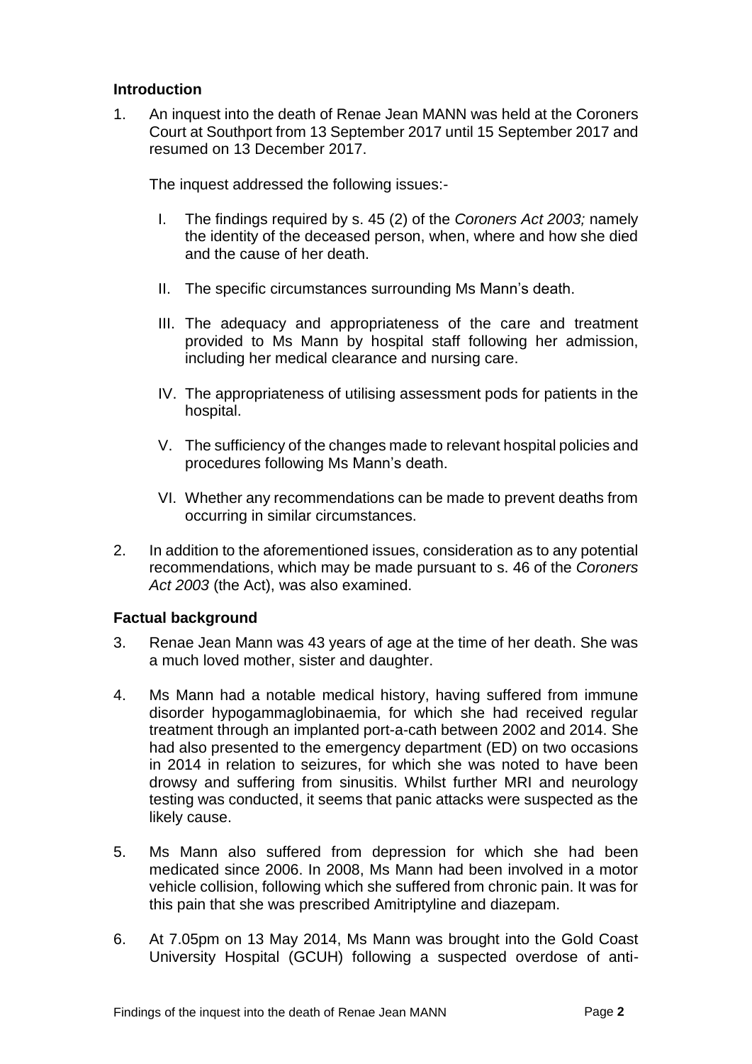## Introduction

1. An inquest into the death of Renae Jean MANN was held at the Coroners Court at Southport from 13 September 2017 until 15 September 2017 and resumed on 13 December 2017.

   The inquest addressed the following issues:-

   I. The findings required by s. 45 (2) of the *Coroners Act 2003;* namely the identity of the deceased person, when, where and how she died and the cause of her death.

   II. The specific circumstances surrounding Ms Mann's death.

   III. The adequacy and appropriateness of the care and treatment provided to Ms Mann by hospital staff following her admission, including her medical clearance and nursing care.

   IV. The appropriateness of utilising assessment pods for patients in the hospital.

   V. The sufficiency of the changes made to relevant hospital policies and procedures following Ms Mann's death.

   VI. Whether any recommendations can be made to prevent deaths from occurring in similar circumstances.

2. In addition to the aforementioned issues, consideration as to any potential recommendations, which may be made pursuant to s. 46 of the *Coroners Act 2003* (the Act), was also examined.

## Factual background

3. Renae Jean Mann was 43 years of age at the time of her death. She was a much loved mother, sister and daughter.

4. Ms Mann had a notable medical history, having suffered from immune disorder hypogammaglobinaemia, for which she had received regular treatment through an implanted port-a-cath between 2002 and 2014. She had also presented to the emergency department (ED) on two occasions in 2014 in relation to seizures, for which she was noted to have been drowsy and suffering from sinusitis. Whilst further MRI and neurology testing was conducted, it seems that panic attacks were suspected as the likely cause.

5. Ms Mann also suffered from depression for which she had been medicated since 2006. In 2008, Ms Mann had been involved in a motor vehicle collision, following which she suffered from chronic pain. It was for this pain that she was prescribed Amitriptyline and diazepam.

6. At 7.05pm on 13 May 2014, Ms Mann was brought into the Gold Coast University Hospital (GCUH) following a suspected overdose of anti-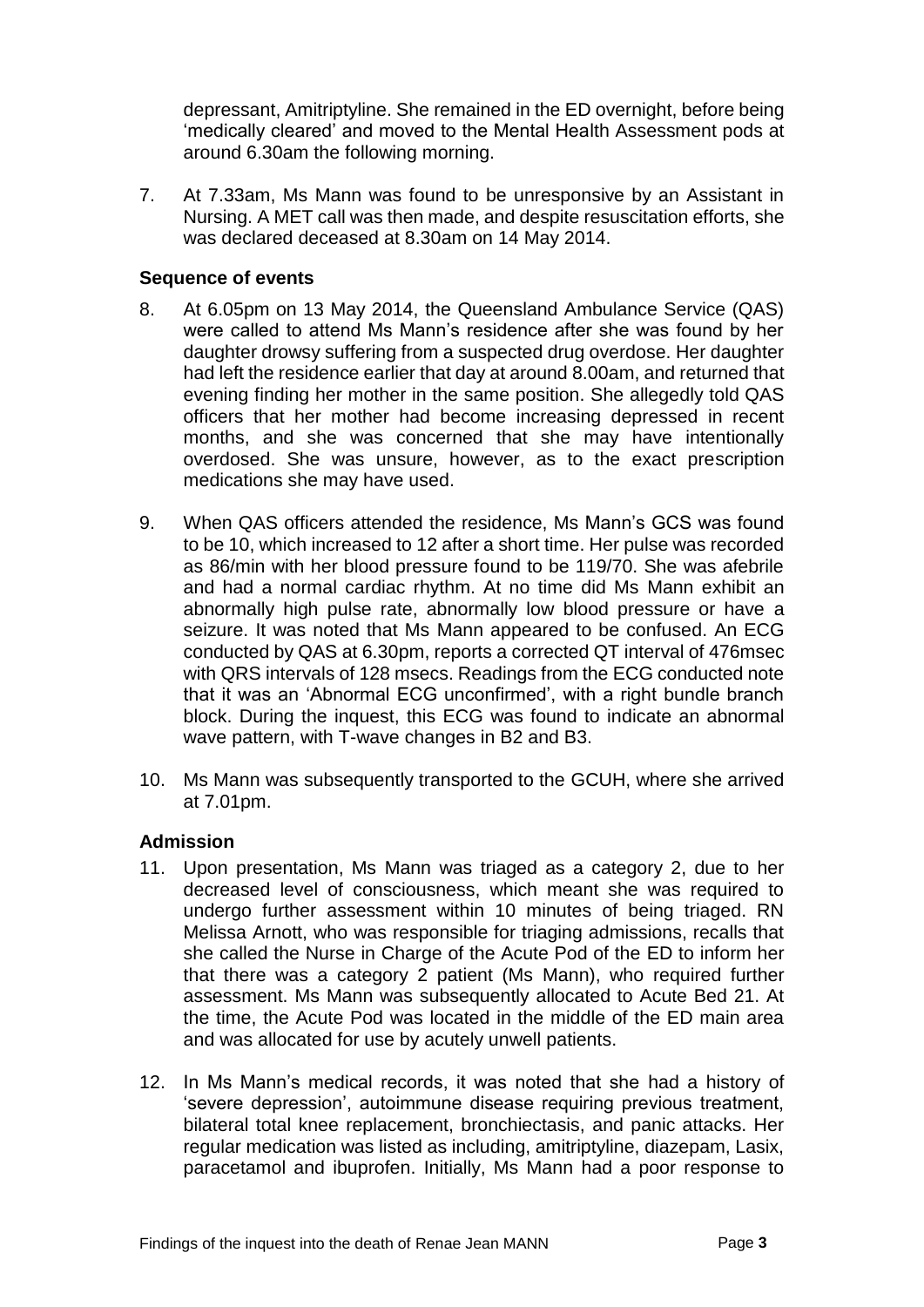depressant, Amitriptyline. She remained in the ED overnight, before being 'medically cleared' and moved to the Mental Health Assessment pods at around 6.30am the following morning.

7. At 7.33am, Ms Mann was found to be unresponsive by an Assistant in Nursing. A MET call was then made, and despite resuscitation efforts, she was declared deceased at 8.30am on 14 May 2014.

### Sequence of events

8. At 6.05pm on 13 May 2014, the Queensland Ambulance Service (QAS) were called to attend Ms Mann's residence after she was found by her daughter drowsy suffering from a suspected drug overdose. Her daughter had left the residence earlier that day at around 8.00am, and returned that evening finding her mother in the same position. She allegedly told QAS officers that her mother had become increasing depressed in recent months, and she was concerned that she may have intentionally overdosed. She was unsure, however, as to the exact prescription medications she may have used.

9. When QAS officers attended the residence, Ms Mann's GCS was found to be 10, which increased to 12 after a short time. Her pulse was recorded as 86/min with her blood pressure found to be 119/70. She was afebrile and had a normal cardiac rhythm. At no time did Ms Mann exhibit an abnormally high pulse rate, abnormally low blood pressure or have a seizure. It was noted that Ms Mann appeared to be confused. An ECG conducted by QAS at 6.30pm, reports a corrected QT interval of 476msec with QRS intervals of 128 msecs. Readings from the ECG conducted note that it was an 'Abnormal ECG unconfirmed', with a right bundle branch block. During the inquest, this ECG was found to indicate an abnormal wave pattern, with T-wave changes in B2 and B3.

10. Ms Mann was subsequently transported to the GCUH, where she arrived at 7.01pm.

### Admission

11. Upon presentation, Ms Mann was triaged as a category 2, due to her decreased level of consciousness, which meant she was required to undergo further assessment within 10 minutes of being triaged. RN Melissa Arnott, who was responsible for triaging admissions, recalls that she called the Nurse in Charge of the Acute Pod of the ED to inform her that there was a category 2 patient (Ms Mann), who required further assessment. Ms Mann was subsequently allocated to Acute Bed 21. At the time, the Acute Pod was located in the middle of the ED main area and was allocated for use by acutely unwell patients.

12. In Ms Mann's medical records, it was noted that she had a history of 'severe depression', autoimmune disease requiring previous treatment, bilateral total knee replacement, bronchiectasis, and panic attacks. Her regular medication was listed as including, amitriptyline, diazepam, Lasix, paracetamol and ibuprofen. Initially, Ms Mann had a poor response to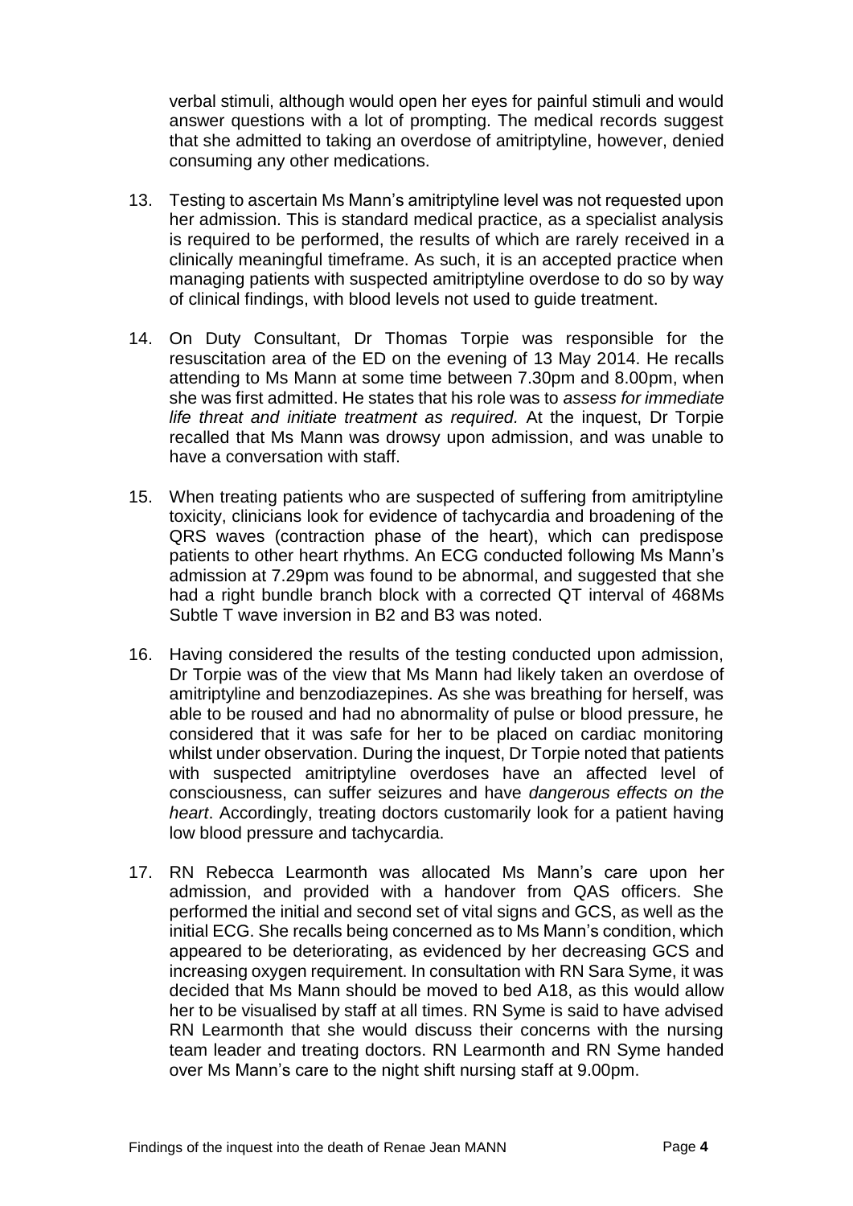verbal stimuli, although would open her eyes for painful stimuli and would answer questions with a lot of prompting. The medical records suggest that she admitted to taking an overdose of amitriptyline, however, denied consuming any other medications.

13. Testing to ascertain Ms Mann's amitriptyline level was not requested upon her admission. This is standard medical practice, as a specialist analysis is required to be performed, the results of which are rarely received in a clinically meaningful timeframe. As such, it is an accepted practice when managing patients with suspected amitriptyline overdose to do so by way of clinical findings, with blood levels not used to guide treatment.

14. On Duty Consultant, Dr Thomas Torpie was responsible for the resuscitation area of the ED on the evening of 13 May 2014. He recalls attending to Ms Mann at some time between 7.30pm and 8.00pm, when she was first admitted. He states that his role was to *assess for immediate life threat and initiate treatment as required.* At the inquest, Dr Torpie recalled that Ms Mann was drowsy upon admission, and was unable to have a conversation with staff.

15. When treating patients who are suspected of suffering from amitriptyline toxicity, clinicians look for evidence of tachycardia and broadening of the QRS waves (contraction phase of the heart), which can predispose patients to other heart rhythms. An ECG conducted following Ms Mann's admission at 7.29pm was found to be abnormal, and suggested that she had a right bundle branch block with a corrected QT interval of 468Ms Subtle T wave inversion in B2 and B3 was noted.

16. Having considered the results of the testing conducted upon admission, Dr Torpie was of the view that Ms Mann had likely taken an overdose of amitriptyline and benzodiazepines. As she was breathing for herself, was able to be roused and had no abnormality of pulse or blood pressure, he considered that it was safe for her to be placed on cardiac monitoring whilst under observation. During the inquest, Dr Torpie noted that patients with suspected amitriptyline overdoses have an affected level of consciousness, can suffer seizures and have *dangerous effects on the heart*. Accordingly, treating doctors customarily look for a patient having low blood pressure and tachycardia.

17. RN Rebecca Learmonth was allocated Ms Mann's care upon her admission, and provided with a handover from QAS officers. She performed the initial and second set of vital signs and GCS, as well as the initial ECG. She recalls being concerned as to Ms Mann's condition, which appeared to be deteriorating, as evidenced by her decreasing GCS and increasing oxygen requirement. In consultation with RN Sara Syme, it was decided that Ms Mann should be moved to bed A18, as this would allow her to be visualised by staff at all times. RN Syme is said to have advised RN Learmonth that she would discuss their concerns with the nursing team leader and treating doctors. RN Learmonth and RN Syme handed over Ms Mann's care to the night shift nursing staff at 9.00pm.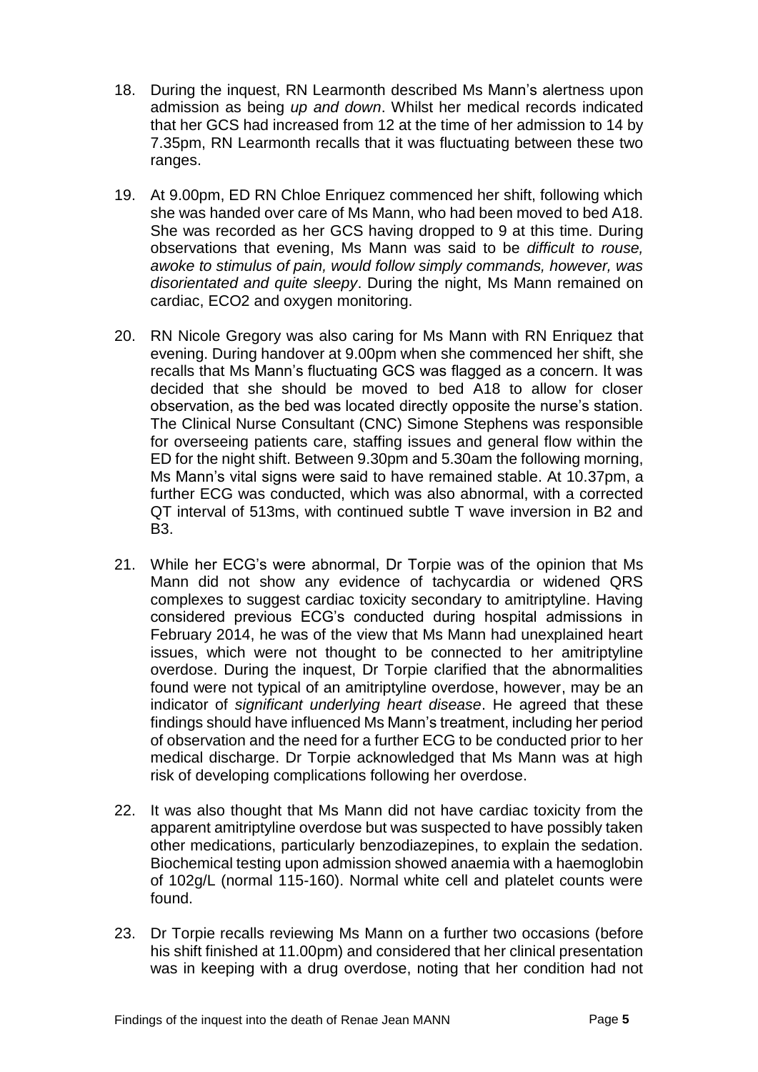18. During the inquest, RN Learmonth described Ms Mann's alertness upon admission as being *up and down*. Whilst her medical records indicated that her GCS had increased from 12 at the time of her admission to 14 by 7.35pm, RN Learmonth recalls that it was fluctuating between these two ranges.

19. At 9.00pm, ED RN Chloe Enriquez commenced her shift, following which she was handed over care of Ms Mann, who had been moved to bed A18. She was recorded as her GCS having dropped to 9 at this time. During observations that evening, Ms Mann was said to be *difficult to rouse, awoke to stimulus of pain, would follow simply commands, however, was disorientated and quite sleepy*. During the night, Ms Mann remained on cardiac, ECO2 and oxygen monitoring.

20. RN Nicole Gregory was also caring for Ms Mann with RN Enriquez that evening. During handover at 9.00pm when she commenced her shift, she recalls that Ms Mann's fluctuating GCS was flagged as a concern. It was decided that she should be moved to bed A18 to allow for closer observation, as the bed was located directly opposite the nurse's station. The Clinical Nurse Consultant (CNC) Simone Stephens was responsible for overseeing patients care, staffing issues and general flow within the ED for the night shift. Between 9.30pm and 5.30am the following morning, Ms Mann's vital signs were said to have remained stable. At 10.37pm, a further ECG was conducted, which was also abnormal, with a corrected QT interval of 513ms, with continued subtle T wave inversion in B2 and B3.

21. While her ECG's were abnormal, Dr Torpie was of the opinion that Ms Mann did not show any evidence of tachycardia or widened QRS complexes to suggest cardiac toxicity secondary to amitriptyline. Having considered previous ECG's conducted during hospital admissions in February 2014, he was of the view that Ms Mann had unexplained heart issues, which were not thought to be connected to her amitriptyline overdose. During the inquest, Dr Torpie clarified that the abnormalities found were not typical of an amitriptyline overdose, however, may be an indicator of *significant underlying heart disease*. He agreed that these findings should have influenced Ms Mann's treatment, including her period of observation and the need for a further ECG to be conducted prior to her medical discharge. Dr Torpie acknowledged that Ms Mann was at high risk of developing complications following her overdose.

22. It was also thought that Ms Mann did not have cardiac toxicity from the apparent amitriptyline overdose but was suspected to have possibly taken other medications, particularly benzodiazepines, to explain the sedation. Biochemical testing upon admission showed anaemia with a haemoglobin of 102g/L (normal 115-160). Normal white cell and platelet counts were found.

23. Dr Torpie recalls reviewing Ms Mann on a further two occasions (before his shift finished at 11.00pm) and considered that her clinical presentation was in keeping with a drug overdose, noting that her condition had not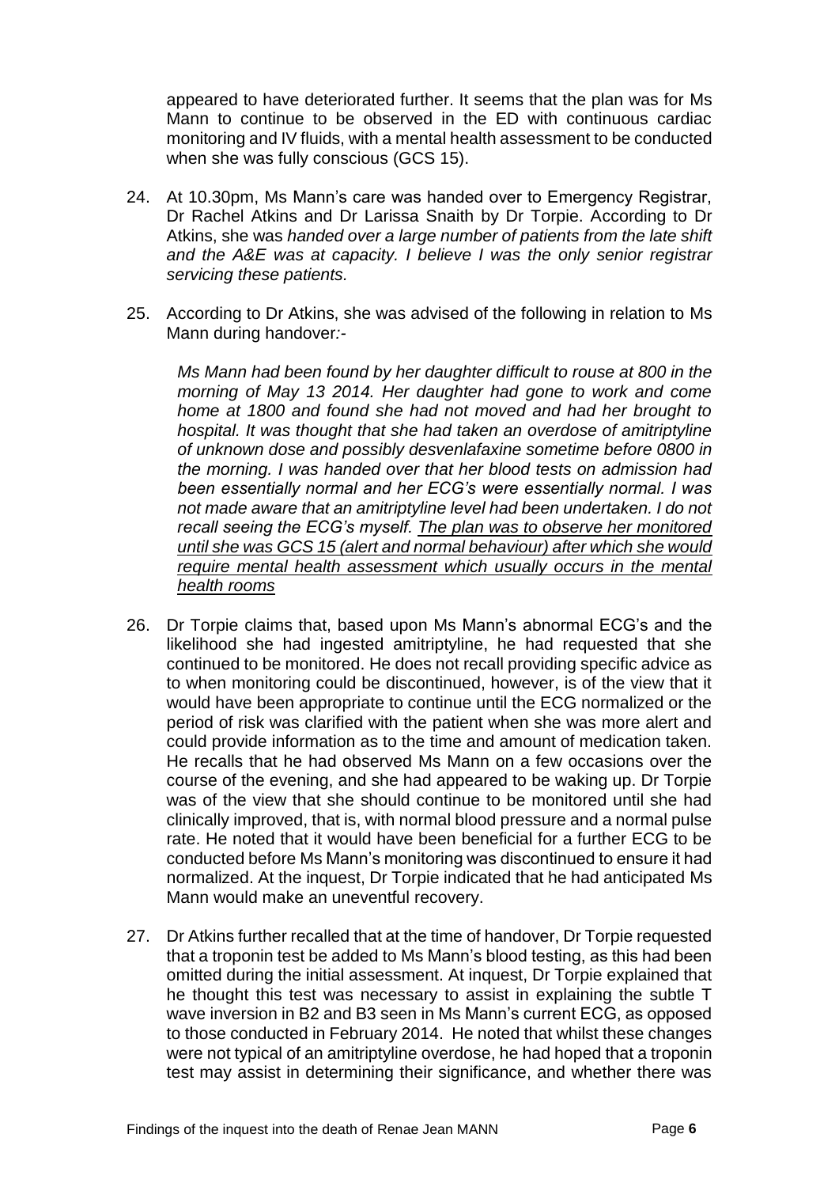appeared to have deteriorated further. It seems that the plan was for Ms Mann to continue to be observed in the ED with continuous cardiac monitoring and IV fluids, with a mental health assessment to be conducted when she was fully conscious (GCS 15).

24. At 10.30pm, Ms Mann's care was handed over to Emergency Registrar, Dr Rachel Atkins and Dr Larissa Snaith by Dr Torpie. According to Dr Atkins, she was *handed over a large number of patients from the late shift and the A&E was at capacity. I believe I was the only senior registrar servicing these patients.*

25. According to Dr Atkins, she was advised of the following in relation to Ms Mann during handover:-

    *Ms Mann had been found by her daughter difficult to rouse at 800 in the morning of May 13 2014. Her daughter had gone to work and come home at 1800 and found she had not moved and had her brought to hospital. It was thought that she had taken an overdose of amitriptyline of unknown dose and possibly desvenlafaxine sometime before 0800 in the morning. I was handed over that her blood tests on admission had been essentially normal and her ECG's were essentially normal. I was not made aware that an amitriptyline level had been undertaken. I do not recall seeing the ECG's myself. <u>The plan was to observe her monitored until she was GCS 15 (alert and normal behaviour) after which she would require mental health assessment which usually occurs in the mental health rooms</u>*

26. Dr Torpie claims that, based upon Ms Mann's abnormal ECG's and the likelihood she had ingested amitriptyline, he had requested that she continued to be monitored. He does not recall providing specific advice as to when monitoring could be discontinued, however, is of the view that it would have been appropriate to continue until the ECG normalized or the period of risk was clarified with the patient when she was more alert and could provide information as to the time and amount of medication taken. He recalls that he had observed Ms Mann on a few occasions over the course of the evening, and she had appeared to be waking up. Dr Torpie was of the view that she should continue to be monitored until she had clinically improved, that is, with normal blood pressure and a normal pulse rate. He noted that it would have been beneficial for a further ECG to be conducted before Ms Mann's monitoring was discontinued to ensure it had normalized. At the inquest, Dr Torpie indicated that he had anticipated Ms Mann would make an uneventful recovery.

27. Dr Atkins further recalled that at the time of handover, Dr Torpie requested that a troponin test be added to Ms Mann's blood testing, as this had been omitted during the initial assessment. At inquest, Dr Torpie explained that he thought this test was necessary to assist in explaining the subtle T wave inversion in B2 and B3 seen in Ms Mann's current ECG, as opposed to those conducted in February 2014. He noted that whilst these changes were not typical of an amitriptyline overdose, he had hoped that a troponin test may assist in determining their significance, and whether there was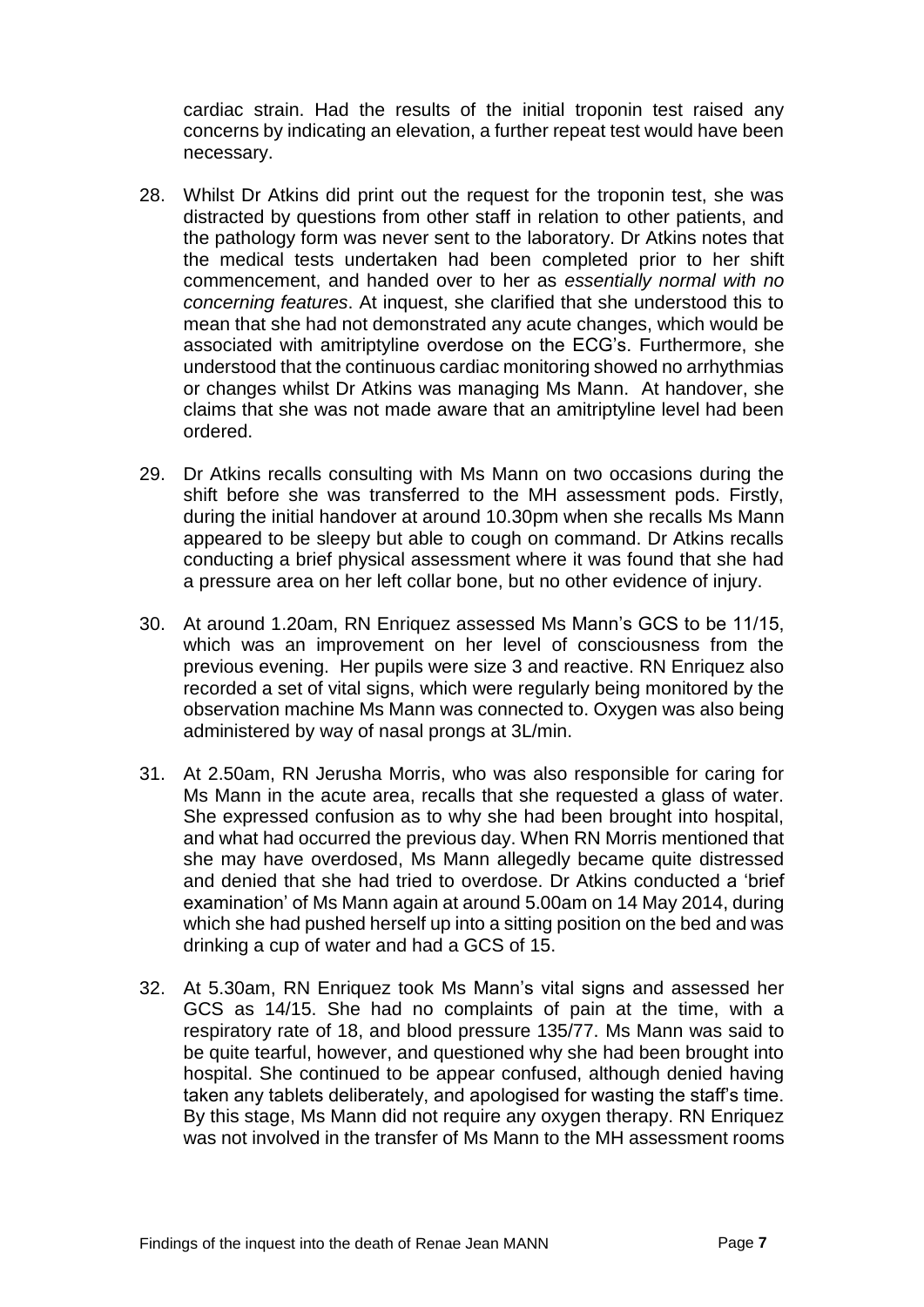cardiac strain. Had the results of the initial troponin test raised any concerns by indicating an elevation, a further repeat test would have been necessary.

28. Whilst Dr Atkins did print out the request for the troponin test, she was distracted by questions from other staff in relation to other patients, and the pathology form was never sent to the laboratory. Dr Atkins notes that the medical tests undertaken had been completed prior to her shift commencement, and handed over to her as *essentially normal with no concerning features*. At inquest, she clarified that she understood this to mean that she had not demonstrated any acute changes, which would be associated with amitriptyline overdose on the ECG's. Furthermore, she understood that the continuous cardiac monitoring showed no arrhythmias or changes whilst Dr Atkins was managing Ms Mann. At handover, she claims that she was not made aware that an amitriptyline level had been ordered.

29. Dr Atkins recalls consulting with Ms Mann on two occasions during the shift before she was transferred to the MH assessment pods. Firstly, during the initial handover at around 10.30pm when she recalls Ms Mann appeared to be sleepy but able to cough on command. Dr Atkins recalls conducting a brief physical assessment where it was found that she had a pressure area on her left collar bone, but no other evidence of injury.

30. At around 1.20am, RN Enriquez assessed Ms Mann's GCS to be 11/15, which was an improvement on her level of consciousness from the previous evening. Her pupils were size 3 and reactive. RN Enriquez also recorded a set of vital signs, which were regularly being monitored by the observation machine Ms Mann was connected to. Oxygen was also being administered by way of nasal prongs at 3L/min.

31. At 2.50am, RN Jerusha Morris, who was also responsible for caring for Ms Mann in the acute area, recalls that she requested a glass of water. She expressed confusion as to why she had been brought into hospital, and what had occurred the previous day. When RN Morris mentioned that she may have overdosed, Ms Mann allegedly became quite distressed and denied that she had tried to overdose. Dr Atkins conducted a 'brief examination' of Ms Mann again at around 5.00am on 14 May 2014, during which she had pushed herself up into a sitting position on the bed and was drinking a cup of water and had a GCS of 15.

32. At 5.30am, RN Enriquez took Ms Mann's vital signs and assessed her GCS as 14/15. She had no complaints of pain at the time, with a respiratory rate of 18, and blood pressure 135/77. Ms Mann was said to be quite tearful, however, and questioned why she had been brought into hospital. She continued to be appear confused, although denied having taken any tablets deliberately, and apologised for wasting the staff's time. By this stage, Ms Mann did not require any oxygen therapy. RN Enriquez was not involved in the transfer of Ms Mann to the MH assessment rooms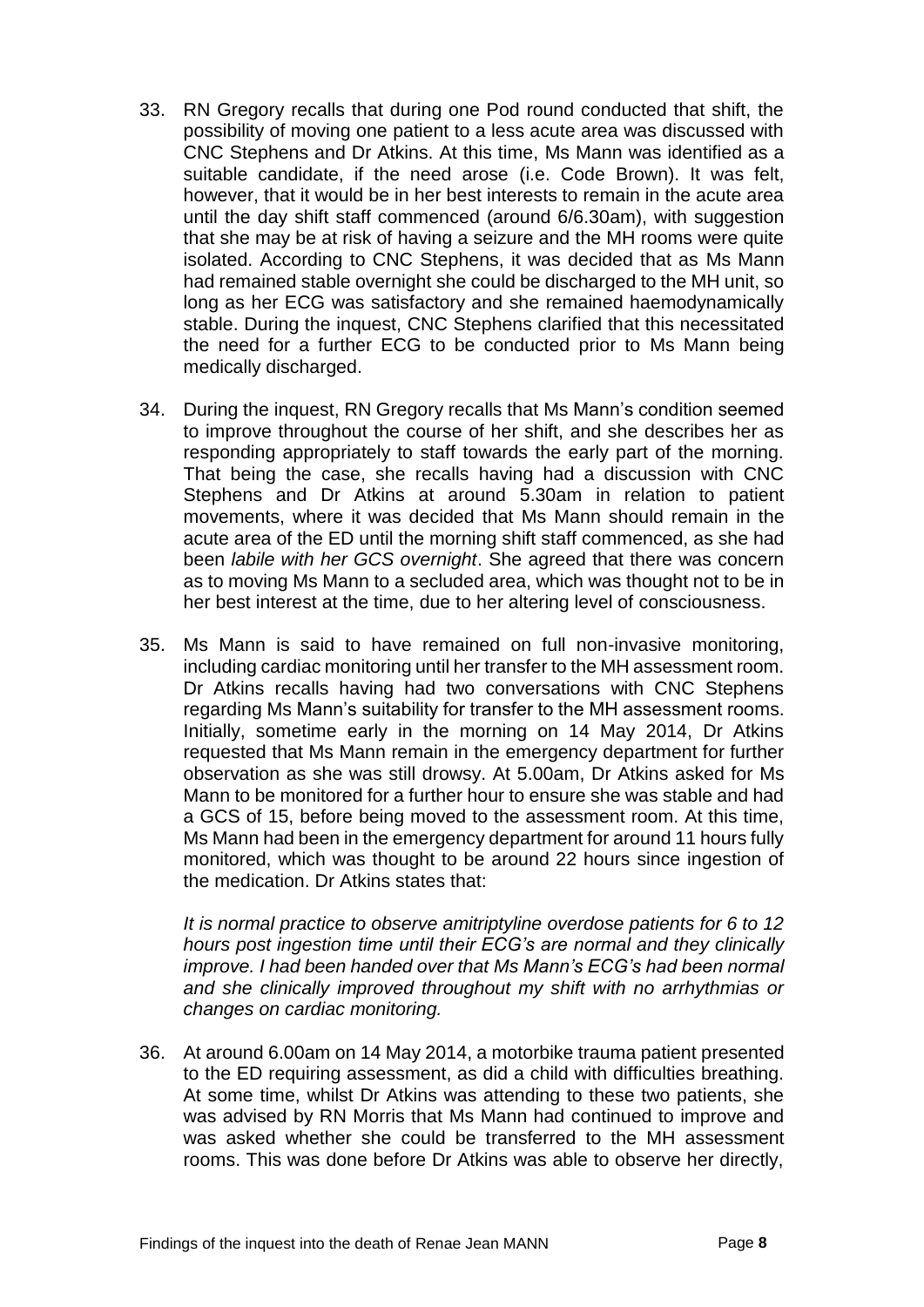33. RN Gregory recalls that during one Pod round conducted that shift, the possibility of moving one patient to a less acute area was discussed with CNC Stephens and Dr Atkins. At this time, Ms Mann was identified as a suitable candidate, if the need arose (i.e. Code Brown). It was felt, however, that it would be in her best interests to remain in the acute area until the day shift staff commenced (around 6/6.30am), with suggestion that she may be at risk of having a seizure and the MH rooms were quite isolated. According to CNC Stephens, it was decided that as Ms Mann had remained stable overnight she could be discharged to the MH unit, so long as her ECG was satisfactory and she remained haemodynamically stable. During the inquest, CNC Stephens clarified that this necessitated the need for a further ECG to be conducted prior to Ms Mann being medically discharged.

34. During the inquest, RN Gregory recalls that Ms Mann's condition seemed to improve throughout the course of her shift, and she describes her as responding appropriately to staff towards the early part of the morning. That being the case, she recalls having had a discussion with CNC Stephens and Dr Atkins at around 5.30am in relation to patient movements, where it was decided that Ms Mann should remain in the acute area of the ED until the morning shift staff commenced, as she had been *labile with her GCS overnight*. She agreed that there was concern as to moving Ms Mann to a secluded area, which was thought not to be in her best interest at the time, due to her altering level of consciousness.

35. Ms Mann is said to have remained on full non-invasive monitoring, including cardiac monitoring until her transfer to the MH assessment room. Dr Atkins recalls having had two conversations with CNC Stephens regarding Ms Mann's suitability for transfer to the MH assessment rooms. Initially, sometime early in the morning on 14 May 2014, Dr Atkins requested that Ms Mann remain in the emergency department for further observation as she was still drowsy. At 5.00am, Dr Atkins asked for Ms Mann to be monitored for a further hour to ensure she was stable and had a GCS of 15, before being moved to the assessment room. At this time, Ms Mann had been in the emergency department for around 11 hours fully monitored, which was thought to be around 22 hours since ingestion of the medication. Dr Atkins states that:

    *It is normal practice to observe amitriptyline overdose patients for 6 to 12 hours post ingestion time until their ECG's are normal and they clinically improve. I had been handed over that Ms Mann's ECG's had been normal and she clinically improved throughout my shift with no arrhythmias or changes on cardiac monitoring.*

36. At around 6.00am on 14 May 2014, a motorbike trauma patient presented to the ED requiring assessment, as did a child with difficulties breathing. At some time, whilst Dr Atkins was attending to these two patients, she was advised by RN Morris that Ms Mann had continued to improve and was asked whether she could be transferred to the MH assessment rooms. This was done before Dr Atkins was able to observe her directly,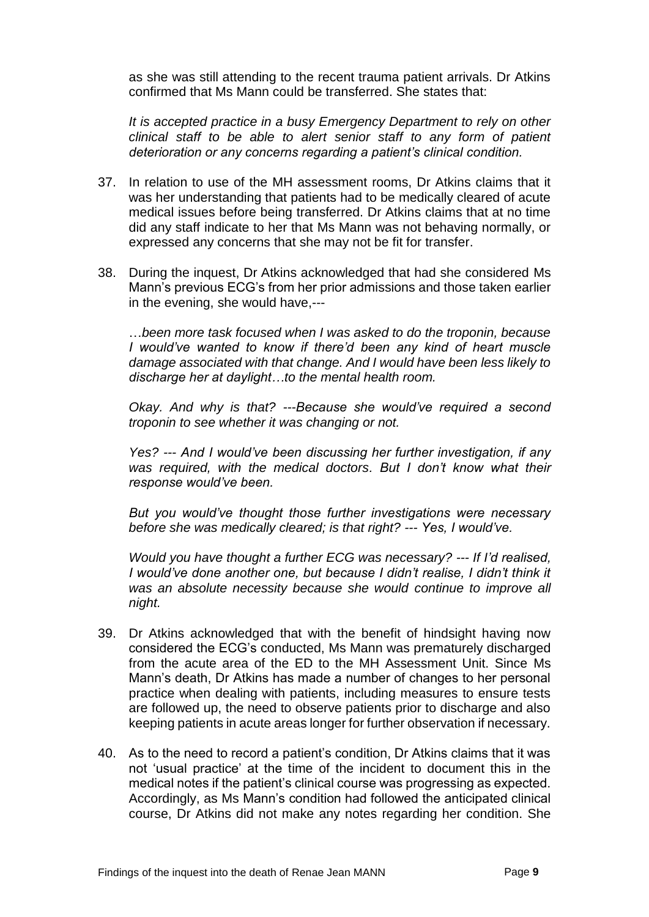as she was still attending to the recent trauma patient arrivals. Dr Atkins confirmed that Ms Mann could be transferred. She states that:

*It is accepted practice in a busy Emergency Department to rely on other clinical staff to be able to alert senior staff to any form of patient deterioration or any concerns regarding a patient's clinical condition.*

37. In relation to use of the MH assessment rooms, Dr Atkins claims that it was her understanding that patients had to be medically cleared of acute medical issues before being transferred. Dr Atkins claims that at no time did any staff indicate to her that Ms Mann was not behaving normally, or expressed any concerns that she may not be fit for transfer.

38. During the inquest, Dr Atkins acknowledged that had she considered Ms Mann's previous ECG's from her prior admissions and those taken earlier in the evening, she would have,---

    *…been more task focused when I was asked to do the troponin, because I would've wanted to know if there'd been any kind of heart muscle damage associated with that change. And I would have been less likely to discharge her at daylight…to the mental health room.*

    *Okay. And why is that? ---Because she would've required a second troponin to see whether it was changing or not.*

    *Yes? --- And I would've been discussing her further investigation, if any was required, with the medical doctors. But I don't know what their response would've been.*

    *But you would've thought those further investigations were necessary before she was medically cleared; is that right? --- Yes, I would've.*

    *Would you have thought a further ECG was necessary? --- If I'd realised, I would've done another one, but because I didn't realise, I didn't think it was an absolute necessity because she would continue to improve all night.*

39. Dr Atkins acknowledged that with the benefit of hindsight having now considered the ECG's conducted, Ms Mann was prematurely discharged from the acute area of the ED to the MH Assessment Unit. Since Ms Mann's death, Dr Atkins has made a number of changes to her personal practice when dealing with patients, including measures to ensure tests are followed up, the need to observe patients prior to discharge and also keeping patients in acute areas longer for further observation if necessary.

40. As to the need to record a patient's condition, Dr Atkins claims that it was not 'usual practice' at the time of the incident to document this in the medical notes if the patient's clinical course was progressing as expected. Accordingly, as Ms Mann's condition had followed the anticipated clinical course, Dr Atkins did not make any notes regarding her condition. She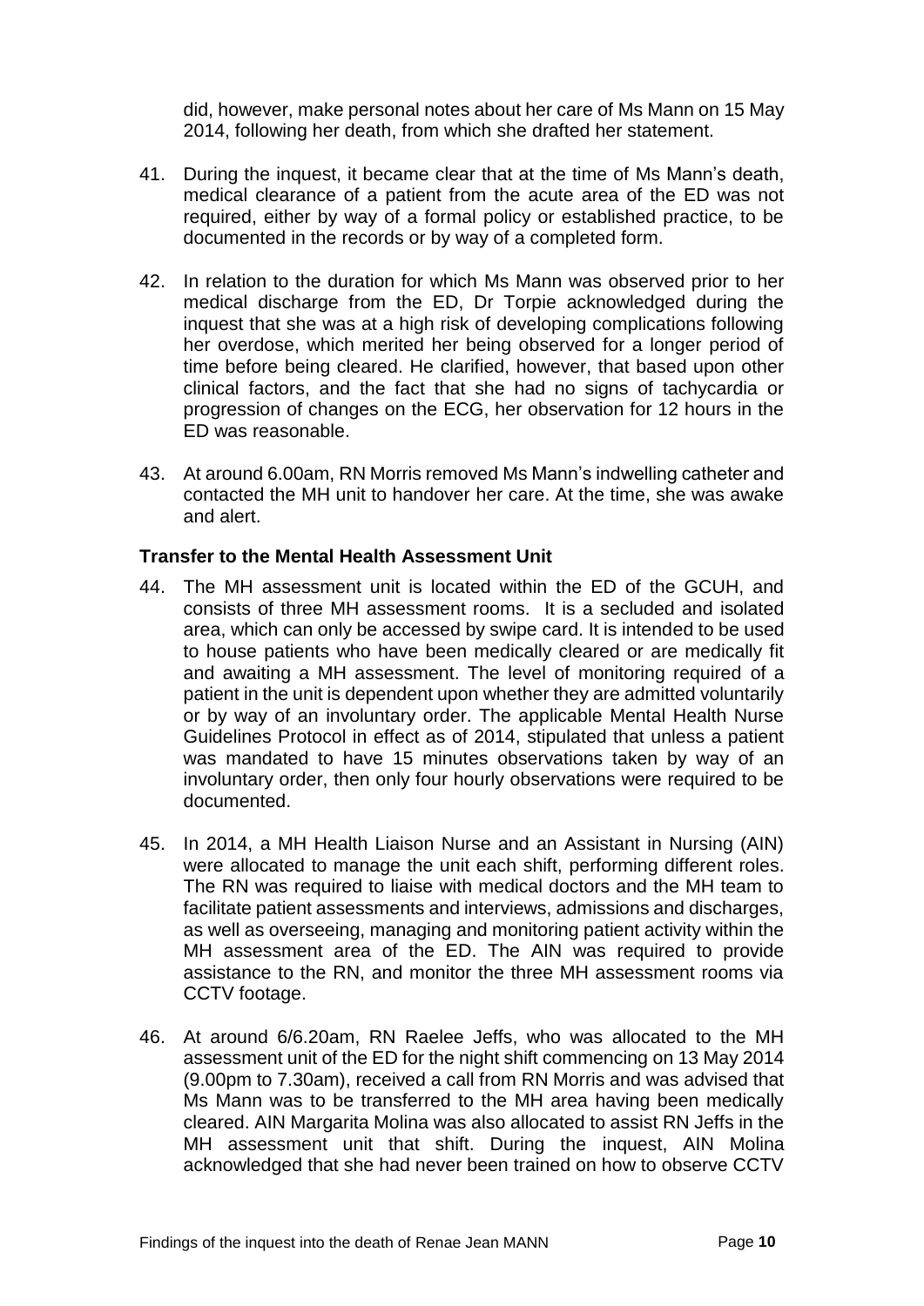did, however, make personal notes about her care of Ms Mann on 15 May 2014, following her death, from which she drafted her statement.

41. During the inquest, it became clear that at the time of Ms Mann's death, medical clearance of a patient from the acute area of the ED was not required, either by way of a formal policy or established practice, to be documented in the records or by way of a completed form.

42. In relation to the duration for which Ms Mann was observed prior to her medical discharge from the ED, Dr Torpie acknowledged during the inquest that she was at a high risk of developing complications following her overdose, which merited her being observed for a longer period of time before being cleared. He clarified, however, that based upon other clinical factors, and the fact that she had no signs of tachycardia or progression of changes on the ECG, her observation for 12 hours in the ED was reasonable.

43. At around 6.00am, RN Morris removed Ms Mann's indwelling catheter and contacted the MH unit to handover her care. At the time, she was awake and alert.

### Transfer to the Mental Health Assessment Unit

44. The MH assessment unit is located within the ED of the GCUH, and consists of three MH assessment rooms. It is a secluded and isolated area, which can only be accessed by swipe card. It is intended to be used to house patients who have been medically cleared or are medically fit and awaiting a MH assessment. The level of monitoring required of a patient in the unit is dependent upon whether they are admitted voluntarily or by way of an involuntary order. The applicable Mental Health Nurse Guidelines Protocol in effect as of 2014, stipulated that unless a patient was mandated to have 15 minutes observations taken by way of an involuntary order, then only four hourly observations were required to be documented.

45. In 2014, a MH Health Liaison Nurse and an Assistant in Nursing (AIN) were allocated to manage the unit each shift, performing different roles. The RN was required to liaise with medical doctors and the MH team to facilitate patient assessments and interviews, admissions and discharges, as well as overseeing, managing and monitoring patient activity within the MH assessment area of the ED. The AIN was required to provide assistance to the RN, and monitor the three MH assessment rooms via CCTV footage.

46. At around 6/6.20am, RN Raelee Jeffs, who was allocated to the MH assessment unit of the ED for the night shift commencing on 13 May 2014 (9.00pm to 7.30am), received a call from RN Morris and was advised that Ms Mann was to be transferred to the MH area having been medically cleared. AIN Margarita Molina was also allocated to assist RN Jeffs in the MH assessment unit that shift. During the inquest, AIN Molina acknowledged that she had never been trained on how to observe CCTV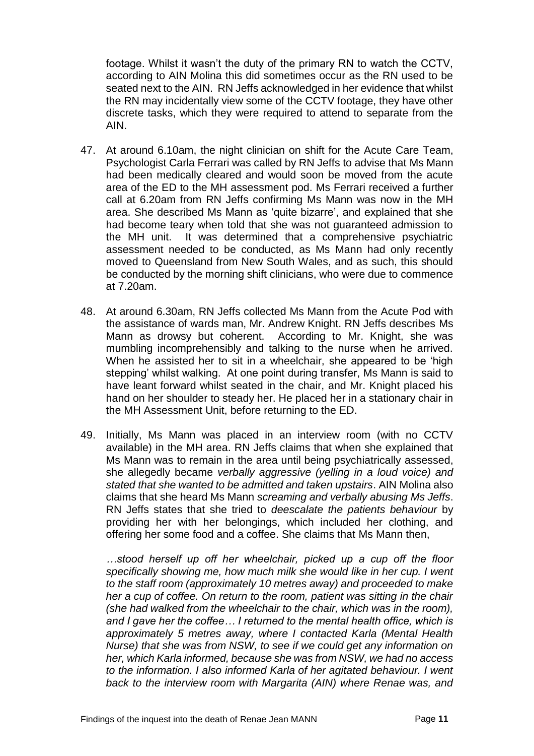footage. Whilst it wasn't the duty of the primary RN to watch the CCTV, according to AIN Molina this did sometimes occur as the RN used to be seated next to the AIN. RN Jeffs acknowledged in her evidence that whilst the RN may incidentally view some of the CCTV footage, they have other discrete tasks, which they were required to attend to separate from the AIN.

47. At around 6.10am, the night clinician on shift for the Acute Care Team, Psychologist Carla Ferrari was called by RN Jeffs to advise that Ms Mann had been medically cleared and would soon be moved from the acute area of the ED to the MH assessment pod. Ms Ferrari received a further call at 6.20am from RN Jeffs confirming Ms Mann was now in the MH area. She described Ms Mann as 'quite bizarre', and explained that she had become teary when told that she was not guaranteed admission to the MH unit. It was determined that a comprehensive psychiatric assessment needed to be conducted, as Ms Mann had only recently moved to Queensland from New South Wales, and as such, this should be conducted by the morning shift clinicians, who were due to commence at 7.20am.

48. At around 6.30am, RN Jeffs collected Ms Mann from the Acute Pod with the assistance of wards man, Mr. Andrew Knight. RN Jeffs describes Ms Mann as drowsy but coherent. According to Mr. Knight, she was mumbling incomprehensibly and talking to the nurse when he arrived. When he assisted her to sit in a wheelchair, she appeared to be 'high stepping' whilst walking. At one point during transfer, Ms Mann is said to have leant forward whilst seated in the chair, and Mr. Knight placed his hand on her shoulder to steady her. He placed her in a stationary chair in the MH Assessment Unit, before returning to the ED.

49. Initially, Ms Mann was placed in an interview room (with no CCTV available) in the MH area. RN Jeffs claims that when she explained that Ms Mann was to remain in the area until being psychiatrically assessed, she allegedly became *verbally aggressive (yelling in a loud voice) and stated that she wanted to be admitted and taken upstairs*. AIN Molina also claims that she heard Ms Mann *screaming and verbally abusing Ms Jeffs*. RN Jeffs states that she tried to *deescalate the patients behaviour* by providing her with her belongings, which included her clothing, and offering her some food and a coffee. She claims that Ms Mann then,

*…stood herself up off her wheelchair, picked up a cup off the floor specifically showing me, how much milk she would like in her cup. I went to the staff room (approximately 10 metres away) and proceeded to make her a cup of coffee. On return to the room, patient was sitting in the chair (she had walked from the wheelchair to the chair, which was in the room), and I gave her the coffee… I returned to the mental health office, which is approximately 5 metres away, where I contacted Karla (Mental Health Nurse) that she was from NSW, to see if we could get any information on her, which Karla informed, because she was from NSW, we had no access to the information. I also informed Karla of her agitated behaviour. I went back to the interview room with Margarita (AIN) where Renae was, and*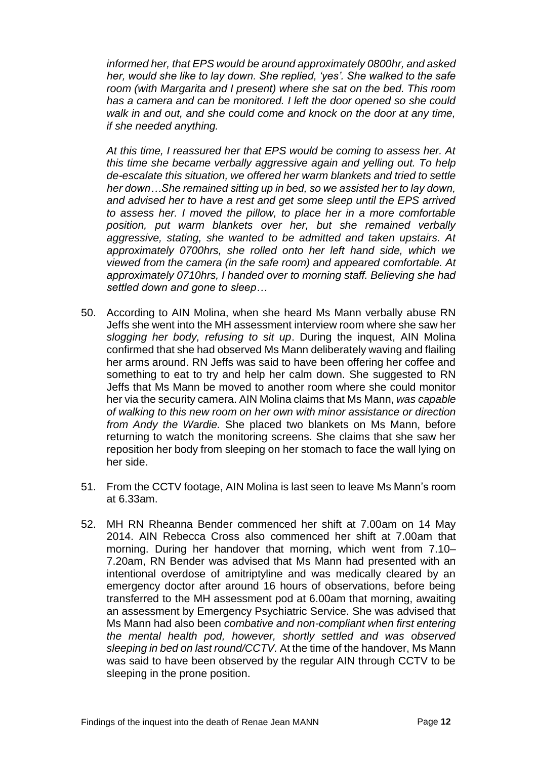*informed her, that EPS would be around approximately 0800hr, and asked her, would she like to lay down. She replied, 'yes'. She walked to the safe room (with Margarita and I present) where she sat on the bed. This room has a camera and can be monitored. I left the door opened so she could walk in and out, and she could come and knock on the door at any time, if she needed anything.*

*At this time, I reassured her that EPS would be coming to assess her. At this time she became verbally aggressive again and yelling out. To help de-escalate this situation, we offered her warm blankets and tried to settle her down…She remained sitting up in bed, so we assisted her to lay down, and advised her to have a rest and get some sleep until the EPS arrived to assess her. I moved the pillow, to place her in a more comfortable position, put warm blankets over her, but she remained verbally aggressive, stating, she wanted to be admitted and taken upstairs. At approximately 0700hrs, she rolled onto her left hand side, which we viewed from the camera (in the safe room) and appeared comfortable. At approximately 0710hrs, I handed over to morning staff. Believing she had settled down and gone to sleep…*

50. According to AIN Molina, when she heard Ms Mann verbally abuse RN Jeffs she went into the MH assessment interview room where she saw her *slogging her body, refusing to sit up*. During the inquest, AIN Molina confirmed that she had observed Ms Mann deliberately waving and flailing her arms around. RN Jeffs was said to have been offering her coffee and something to eat to try and help her calm down. She suggested to RN Jeffs that Ms Mann be moved to another room where she could monitor her via the security camera. AIN Molina claims that Ms Mann, *was capable of walking to this new room on her own with minor assistance or direction from Andy the Wardie.* She placed two blankets on Ms Mann, before returning to watch the monitoring screens. She claims that she saw her reposition her body from sleeping on her stomach to face the wall lying on her side.

51. From the CCTV footage, AIN Molina is last seen to leave Ms Mann's room at 6.33am.

52. MH RN Rheanna Bender commenced her shift at 7.00am on 14 May 2014. AIN Rebecca Cross also commenced her shift at 7.00am that morning. During her handover that morning, which went from 7.10–7.20am, RN Bender was advised that Ms Mann had presented with an intentional overdose of amitriptyline and was medically cleared by an emergency doctor after around 16 hours of observations, before being transferred to the MH assessment pod at 6.00am that morning, awaiting an assessment by Emergency Psychiatric Service. She was advised that Ms Mann had also been *combative and non-compliant when first entering the mental health pod, however, shortly settled and was observed sleeping in bed on last round/CCTV.* At the time of the handover, Ms Mann was said to have been observed by the regular AIN through CCTV to be sleeping in the prone position.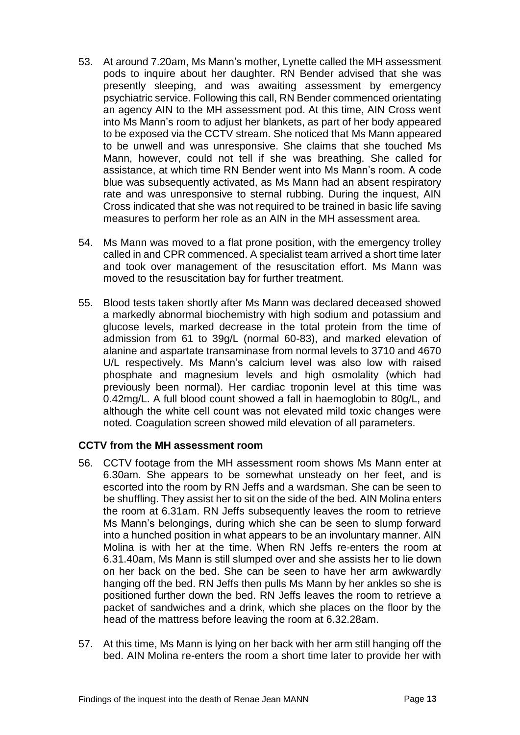53. At around 7.20am, Ms Mann's mother, Lynette called the MH assessment pods to inquire about her daughter. RN Bender advised that she was presently sleeping, and was awaiting assessment by emergency psychiatric service. Following this call, RN Bender commenced orientating an agency AIN to the MH assessment pod. At this time, AIN Cross went into Ms Mann's room to adjust her blankets, as part of her body appeared to be exposed via the CCTV stream. She noticed that Ms Mann appeared to be unwell and was unresponsive. She claims that she touched Ms Mann, however, could not tell if she was breathing. She called for assistance, at which time RN Bender went into Ms Mann's room. A code blue was subsequently activated, as Ms Mann had an absent respiratory rate and was unresponsive to sternal rubbing. During the inquest, AIN Cross indicated that she was not required to be trained in basic life saving measures to perform her role as an AIN in the MH assessment area.

54. Ms Mann was moved to a flat prone position, with the emergency trolley called in and CPR commenced. A specialist team arrived a short time later and took over management of the resuscitation effort. Ms Mann was moved to the resuscitation bay for further treatment.

55. Blood tests taken shortly after Ms Mann was declared deceased showed a markedly abnormal biochemistry with high sodium and potassium and glucose levels, marked decrease in the total protein from the time of admission from 61 to 39g/L (normal 60-83), and marked elevation of alanine and aspartate transaminase from normal levels to 3710 and 4670 U/L respectively. Ms Mann's calcium level was also low with raised phosphate and magnesium levels and high osmolality (which had previously been normal). Her cardiac troponin level at this time was 0.42mg/L. A full blood count showed a fall in haemoglobin to 80g/L, and although the white cell count was not elevated mild toxic changes were noted. Coagulation screen showed mild elevation of all parameters.

### CCTV from the MH assessment room

56. CCTV footage from the MH assessment room shows Ms Mann enter at 6.30am. She appears to be somewhat unsteady on her feet, and is escorted into the room by RN Jeffs and a wardsman. She can be seen to be shuffling. They assist her to sit on the side of the bed. AIN Molina enters the room at 6.31am. RN Jeffs subsequently leaves the room to retrieve Ms Mann's belongings, during which she can be seen to slump forward into a hunched position in what appears to be an involuntary manner. AIN Molina is with her at the time. When RN Jeffs re-enters the room at 6.31.40am, Ms Mann is still slumped over and she assists her to lie down on her back on the bed. She can be seen to have her arm awkwardly hanging off the bed. RN Jeffs then pulls Ms Mann by her ankles so she is positioned further down the bed. RN Jeffs leaves the room to retrieve a packet of sandwiches and a drink, which she places on the floor by the head of the mattress before leaving the room at 6.32.28am.

57. At this time, Ms Mann is lying on her back with her arm still hanging off the bed. AIN Molina re-enters the room a short time later to provide her with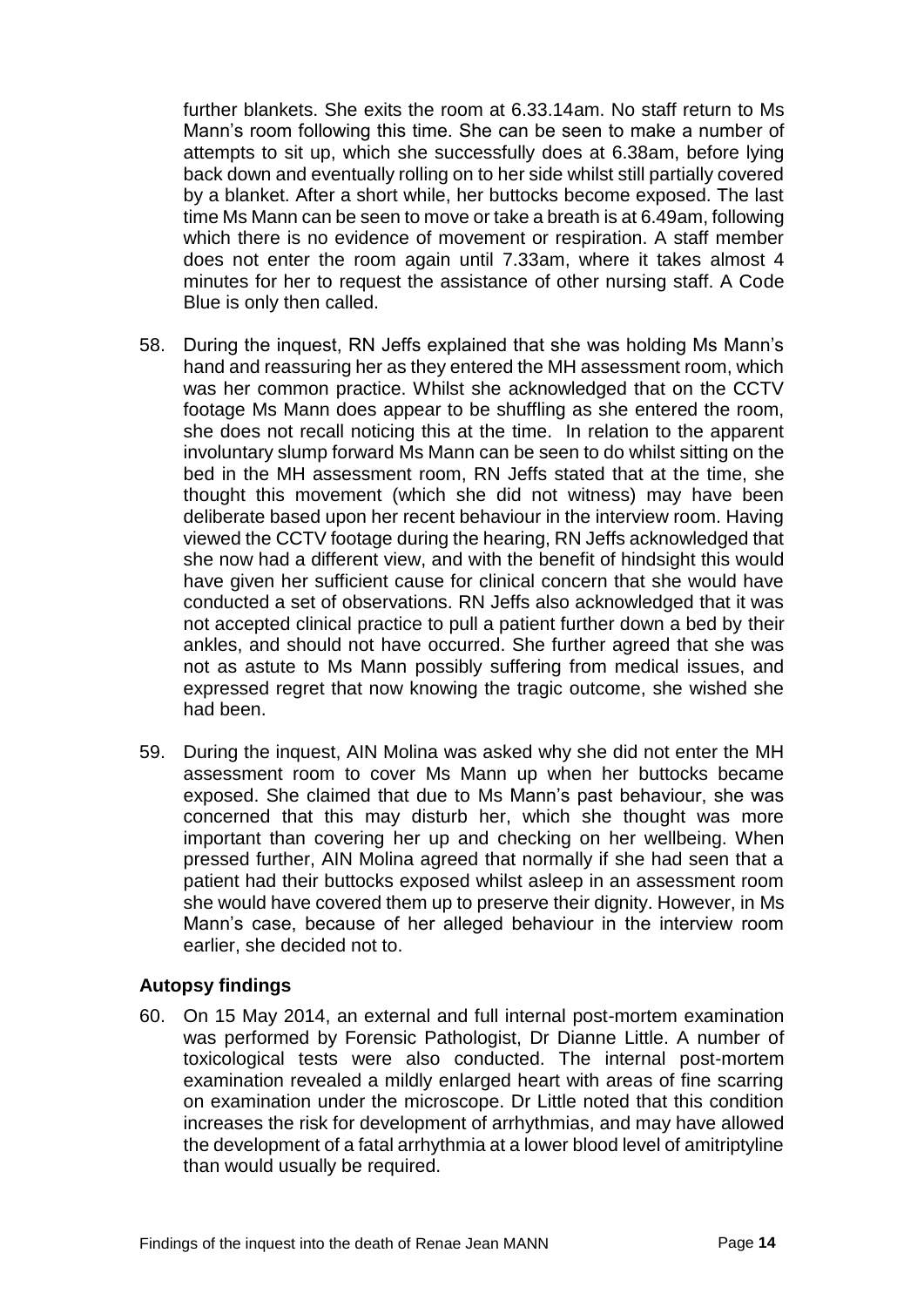further blankets. She exits the room at 6.33.14am. No staff return to Ms Mann's room following this time. She can be seen to make a number of attempts to sit up, which she successfully does at 6.38am, before lying back down and eventually rolling on to her side whilst still partially covered by a blanket. After a short while, her buttocks become exposed. The last time Ms Mann can be seen to move or take a breath is at 6.49am, following which there is no evidence of movement or respiration. A staff member does not enter the room again until 7.33am, where it takes almost 4 minutes for her to request the assistance of other nursing staff. A Code Blue is only then called.

58. During the inquest, RN Jeffs explained that she was holding Ms Mann's hand and reassuring her as they entered the MH assessment room, which was her common practice. Whilst she acknowledged that on the CCTV footage Ms Mann does appear to be shuffling as she entered the room, she does not recall noticing this at the time. In relation to the apparent involuntary slump forward Ms Mann can be seen to do whilst sitting on the bed in the MH assessment room, RN Jeffs stated that at the time, she thought this movement (which she did not witness) may have been deliberate based upon her recent behaviour in the interview room. Having viewed the CCTV footage during the hearing, RN Jeffs acknowledged that she now had a different view, and with the benefit of hindsight this would have given her sufficient cause for clinical concern that she would have conducted a set of observations. RN Jeffs also acknowledged that it was not accepted clinical practice to pull a patient further down a bed by their ankles, and should not have occurred. She further agreed that she was not as astute to Ms Mann possibly suffering from medical issues, and expressed regret that now knowing the tragic outcome, she wished she had been.

59. During the inquest, AIN Molina was asked why she did not enter the MH assessment room to cover Ms Mann up when her buttocks became exposed. She claimed that due to Ms Mann's past behaviour, she was concerned that this may disturb her, which she thought was more important than covering her up and checking on her wellbeing. When pressed further, AIN Molina agreed that normally if she had seen that a patient had their buttocks exposed whilst asleep in an assessment room she would have covered them up to preserve their dignity. However, in Ms Mann's case, because of her alleged behaviour in the interview room earlier, she decided not to.

### Autopsy findings

60. On 15 May 2014, an external and full internal post-mortem examination was performed by Forensic Pathologist, Dr Dianne Little. A number of toxicological tests were also conducted. The internal post-mortem examination revealed a mildly enlarged heart with areas of fine scarring on examination under the microscope. Dr Little noted that this condition increases the risk for development of arrhythmias, and may have allowed the development of a fatal arrhythmia at a lower blood level of amitriptyline than would usually be required.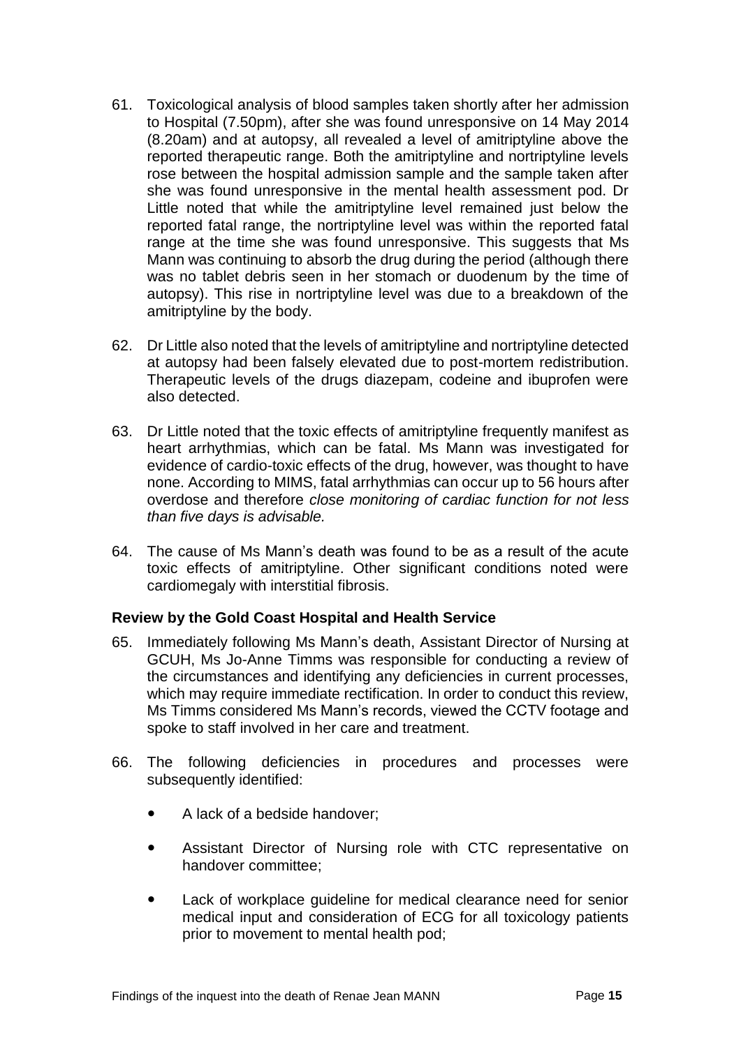61. Toxicological analysis of blood samples taken shortly after her admission to Hospital (7.50pm), after she was found unresponsive on 14 May 2014 (8.20am) and at autopsy, all revealed a level of amitriptyline above the reported therapeutic range. Both the amitriptyline and nortriptyline levels rose between the hospital admission sample and the sample taken after she was found unresponsive in the mental health assessment pod. Dr Little noted that while the amitriptyline level remained just below the reported fatal range, the nortriptyline level was within the reported fatal range at the time she was found unresponsive. This suggests that Ms Mann was continuing to absorb the drug during the period (although there was no tablet debris seen in her stomach or duodenum by the time of autopsy). This rise in nortriptyline level was due to a breakdown of the amitriptyline by the body.

62. Dr Little also noted that the levels of amitriptyline and nortriptyline detected at autopsy had been falsely elevated due to post-mortem redistribution. Therapeutic levels of the drugs diazepam, codeine and ibuprofen were also detected.

63. Dr Little noted that the toxic effects of amitriptyline frequently manifest as heart arrhythmias, which can be fatal. Ms Mann was investigated for evidence of cardio-toxic effects of the drug, however, was thought to have none. According to MIMS, fatal arrhythmias can occur up to 56 hours after overdose and therefore *close monitoring of cardiac function for not less than five days is advisable.*

64. The cause of Ms Mann's death was found to be as a result of the acute toxic effects of amitriptyline. Other significant conditions noted were cardiomegaly with interstitial fibrosis.

### Review by the Gold Coast Hospital and Health Service

65. Immediately following Ms Mann's death, Assistant Director of Nursing at GCUH, Ms Jo-Anne Timms was responsible for conducting a review of the circumstances and identifying any deficiencies in current processes, which may require immediate rectification. In order to conduct this review, Ms Timms considered Ms Mann's records, viewed the CCTV footage and spoke to staff involved in her care and treatment.

66. The following deficiencies in procedures and processes were subsequently identified:

    - A lack of a bedside handover;
    - Assistant Director of Nursing role with CTC representative on handover committee;
    - Lack of workplace guideline for medical clearance need for senior medical input and consideration of ECG for all toxicology patients prior to movement to mental health pod;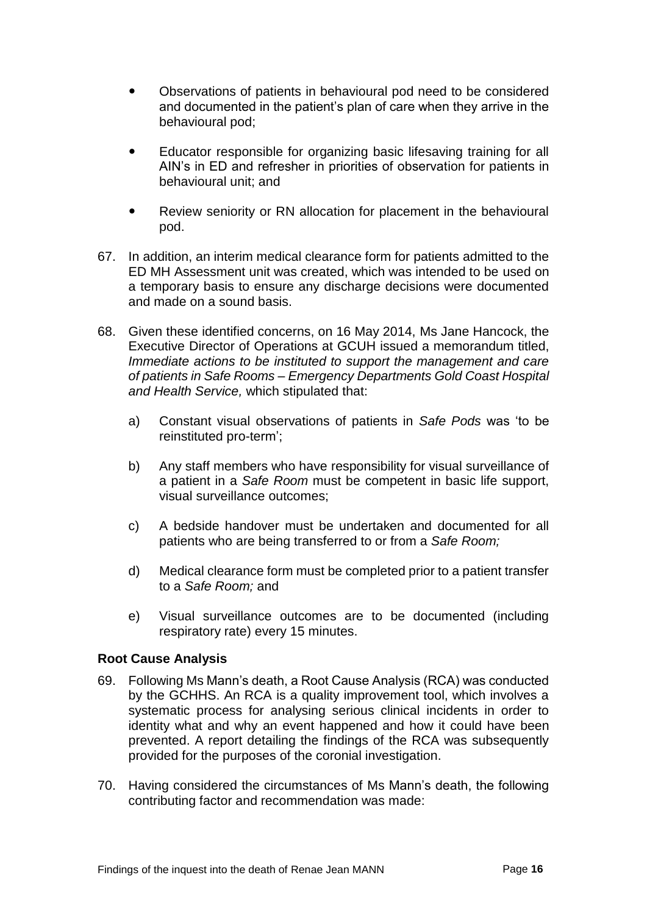- Observations of patients in behavioural pod need to be considered and documented in the patient's plan of care when they arrive in the behavioural pod;

- Educator responsible for organizing basic lifesaving training for all AIN's in ED and refresher in priorities of observation for patients in behavioural unit; and

- Review seniority or RN allocation for placement in the behavioural pod.

67. In addition, an interim medical clearance form for patients admitted to the ED MH Assessment unit was created, which was intended to be used on a temporary basis to ensure any discharge decisions were documented and made on a sound basis.

68. Given these identified concerns, on 16 May 2014, Ms Jane Hancock, the Executive Director of Operations at GCUH issued a memorandum titled, *Immediate actions to be instituted to support the management and care of patients in Safe Rooms – Emergency Departments Gold Coast Hospital and Health Service,* which stipulated that:

    a) Constant visual observations of patients in *Safe Pods* was 'to be reinstituted pro-term';

    b) Any staff members who have responsibility for visual surveillance of a patient in a *Safe Room* must be competent in basic life support, visual surveillance outcomes;

    c) A bedside handover must be undertaken and documented for all patients who are being transferred to or from a *Safe Room;*

    d) Medical clearance form must be completed prior to a patient transfer to a *Safe Room;* and

    e) Visual surveillance outcomes are to be documented (including respiratory rate) every 15 minutes.

**Root Cause Analysis**

69. Following Ms Mann's death, a Root Cause Analysis (RCA) was conducted by the GCHHS. An RCA is a quality improvement tool, which involves a systematic process for analysing serious clinical incidents in order to identity what and why an event happened and how it could have been prevented. A report detailing the findings of the RCA was subsequently provided for the purposes of the coronial investigation.

70. Having considered the circumstances of Ms Mann's death, the following contributing factor and recommendation was made: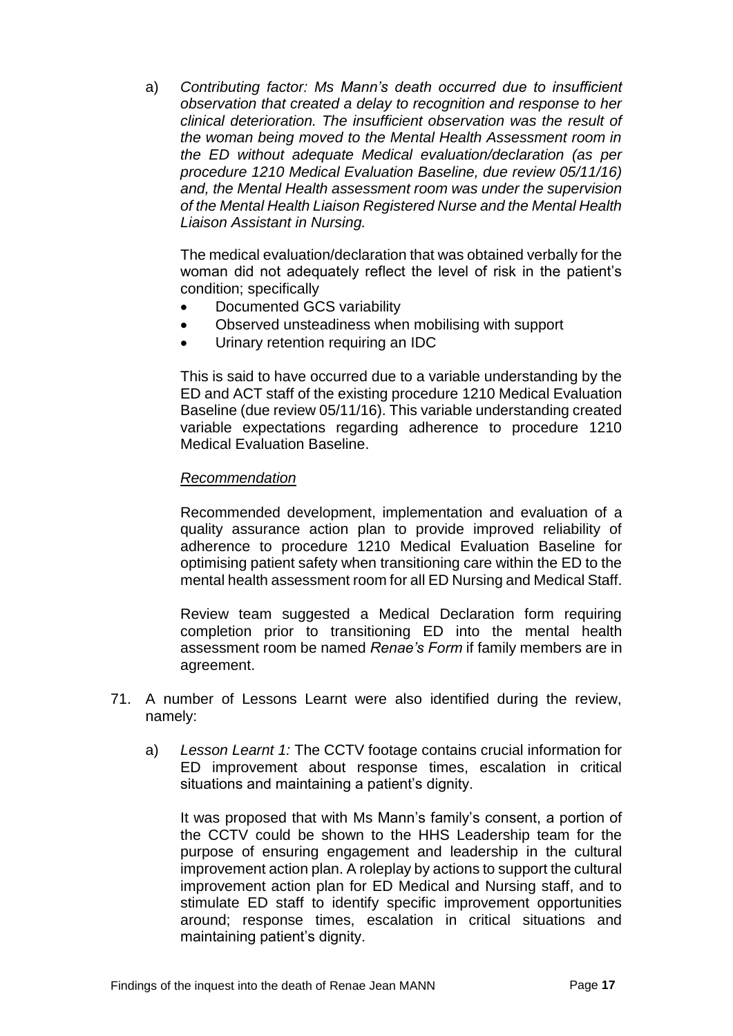a) *Contributing factor: Ms Mann's death occurred due to insufficient observation that created a delay to recognition and response to her clinical deterioration. The insufficient observation was the result of the woman being moved to the Mental Health Assessment room in the ED without adequate Medical evaluation/declaration (as per procedure 1210 Medical Evaluation Baseline, due review 05/11/16) and, the Mental Health assessment room was under the supervision of the Mental Health Liaison Registered Nurse and the Mental Health Liaison Assistant in Nursing.*

   The medical evaluation/declaration that was obtained verbally for the woman did not adequately reflect the level of risk in the patient's condition; specifically

   - Documented GCS variability
   - Observed unsteadiness when mobilising with support
   - Urinary retention requiring an IDC

   This is said to have occurred due to a variable understanding by the ED and ACT staff of the existing procedure 1210 Medical Evaluation Baseline (due review 05/11/16). This variable understanding created variable expectations regarding adherence to procedure 1210 Medical Evaluation Baseline.

   *Recommendation*

   Recommended development, implementation and evaluation of a quality assurance action plan to provide improved reliability of adherence to procedure 1210 Medical Evaluation Baseline for optimising patient safety when transitioning care within the ED to the mental health assessment room for all ED Nursing and Medical Staff.

   Review team suggested a Medical Declaration form requiring completion prior to transitioning ED into the mental health assessment room be named *Renae's Form* if family members are in agreement.

71. A number of Lessons Learnt were also identified during the review, namely:

   a) *Lesson Learnt 1:* The CCTV footage contains crucial information for ED improvement about response times, escalation in critical situations and maintaining a patient's dignity.

   It was proposed that with Ms Mann's family's consent, a portion of the CCTV could be shown to the HHS Leadership team for the purpose of ensuring engagement and leadership in the cultural improvement action plan. A roleplay by actions to support the cultural improvement action plan for ED Medical and Nursing staff, and to stimulate ED staff to identify specific improvement opportunities around; response times, escalation in critical situations and maintaining patient's dignity.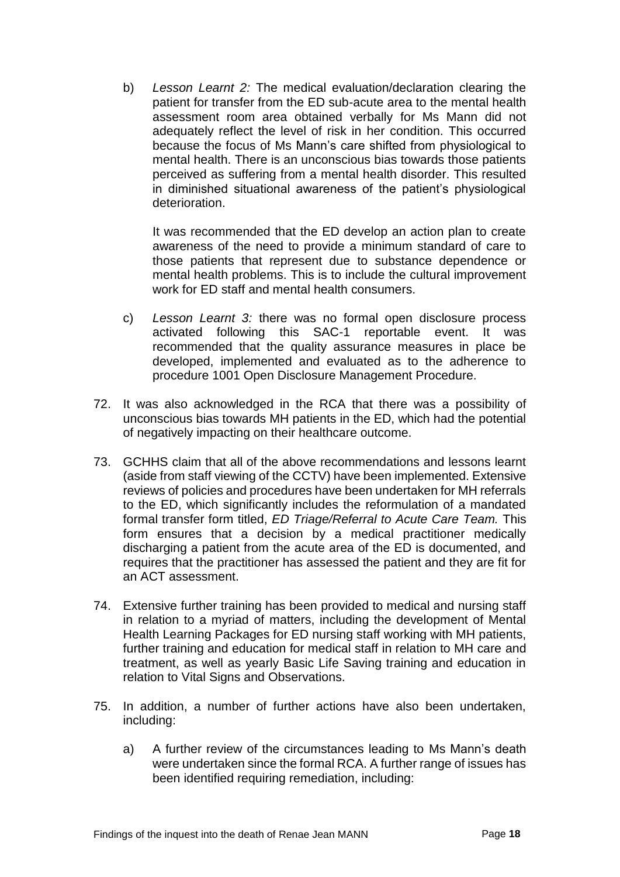b) *Lesson Learnt 2:* The medical evaluation/declaration clearing the patient for transfer from the ED sub-acute area to the mental health assessment room area obtained verbally for Ms Mann did not adequately reflect the level of risk in her condition. This occurred because the focus of Ms Mann's care shifted from physiological to mental health. There is an unconscious bias towards those patients perceived as suffering from a mental health disorder. This resulted in diminished situational awareness of the patient's physiological deterioration.

   It was recommended that the ED develop an action plan to create awareness of the need to provide a minimum standard of care to those patients that represent due to substance dependence or mental health problems. This is to include the cultural improvement work for ED staff and mental health consumers.

c) *Lesson Learnt 3:* there was no formal open disclosure process activated following this SAC-1 reportable event. It was recommended that the quality assurance measures in place be developed, implemented and evaluated as to the adherence to procedure 1001 Open Disclosure Management Procedure.

72. It was also acknowledged in the RCA that there was a possibility of unconscious bias towards MH patients in the ED, which had the potential of negatively impacting on their healthcare outcome.

73. GCHHS claim that all of the above recommendations and lessons learnt (aside from staff viewing of the CCTV) have been implemented. Extensive reviews of policies and procedures have been undertaken for MH referrals to the ED, which significantly includes the reformulation of a mandated formal transfer form titled, *ED Triage/Referral to Acute Care Team.* This form ensures that a decision by a medical practitioner medically discharging a patient from the acute area of the ED is documented, and requires that the practitioner has assessed the patient and they are fit for an ACT assessment.

74. Extensive further training has been provided to medical and nursing staff in relation to a myriad of matters, including the development of Mental Health Learning Packages for ED nursing staff working with MH patients, further training and education for medical staff in relation to MH care and treatment, as well as yearly Basic Life Saving training and education in relation to Vital Signs and Observations.

75. In addition, a number of further actions have also been undertaken, including:

    a) A further review of the circumstances leading to Ms Mann's death were undertaken since the formal RCA. A further range of issues has been identified requiring remediation, including: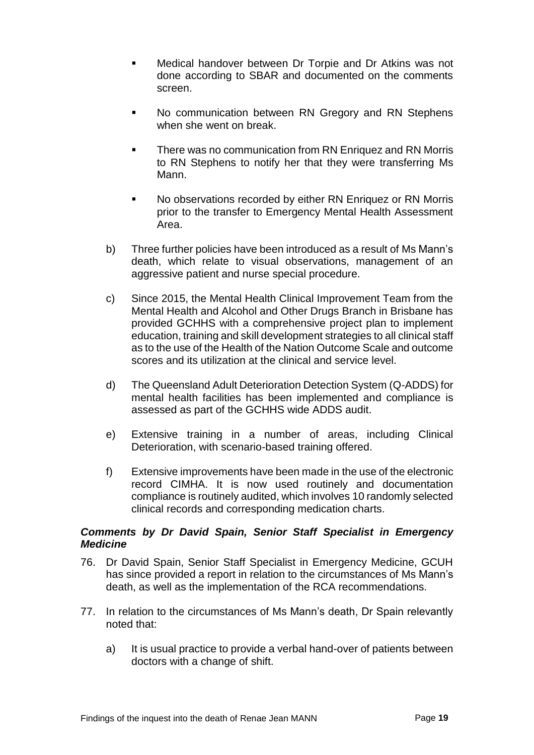- Medical handover between Dr Torpie and Dr Atkins was not done according to SBAR and documented on the comments screen.
- No communication between RN Gregory and RN Stephens when she went on break.
- There was no communication from RN Enriquez and RN Morris to RN Stephens to notify her that they were transferring Ms Mann.
- No observations recorded by either RN Enriquez or RN Morris prior to the transfer to Emergency Mental Health Assessment Area.

b) Three further policies have been introduced as a result of Ms Mann's death, which relate to visual observations, management of an aggressive patient and nurse special procedure.

c) Since 2015, the Mental Health Clinical Improvement Team from the Mental Health and Alcohol and Other Drugs Branch in Brisbane has provided GCHHS with a comprehensive project plan to implement education, training and skill development strategies to all clinical staff as to the use of the Health of the Nation Outcome Scale and outcome scores and its utilization at the clinical and service level.

d) The Queensland Adult Deterioration Detection System (Q-ADDS) for mental health facilities has been implemented and compliance is assessed as part of the GCHHS wide ADDS audit.

e) Extensive training in a number of areas, including Clinical Deterioration, with scenario-based training offered.

f) Extensive improvements have been made in the use of the electronic record CIMHA. It is now used routinely and documentation compliance is routinely audited, which involves 10 randomly selected clinical records and corresponding medication charts.

### *Comments by Dr David Spain, Senior Staff Specialist in Emergency Medicine*

76. Dr David Spain, Senior Staff Specialist in Emergency Medicine, GCUH has since provided a report in relation to the circumstances of Ms Mann's death, as well as the implementation of the RCA recommendations.

77. In relation to the circumstances of Ms Mann's death, Dr Spain relevantly noted that:

    a) It is usual practice to provide a verbal hand-over of patients between doctors with a change of shift.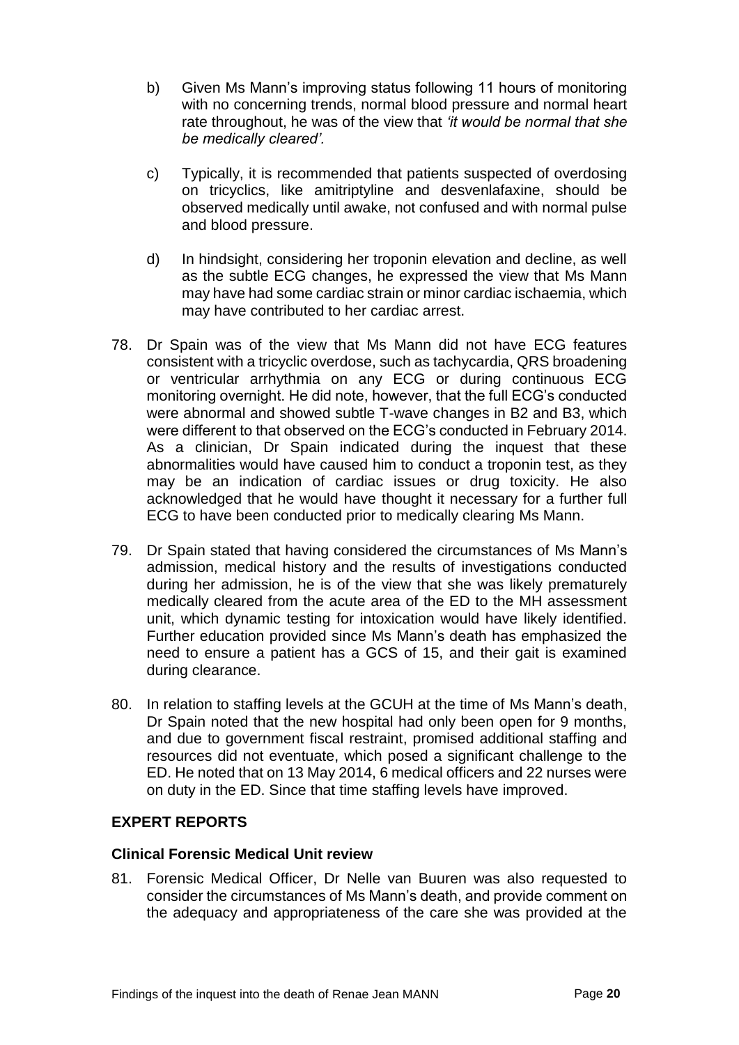b) Given Ms Mann's improving status following 11 hours of monitoring with no concerning trends, normal blood pressure and normal heart rate throughout, he was of the view that *'it would be normal that she be medically cleared'.*

c) Typically, it is recommended that patients suspected of overdosing on tricyclics, like amitriptyline and desvenlafaxine, should be observed medically until awake, not confused and with normal pulse and blood pressure.

d) In hindsight, considering her troponin elevation and decline, as well as the subtle ECG changes, he expressed the view that Ms Mann may have had some cardiac strain or minor cardiac ischaemia, which may have contributed to her cardiac arrest.

78. Dr Spain was of the view that Ms Mann did not have ECG features consistent with a tricyclic overdose, such as tachycardia, QRS broadening or ventricular arrhythmia on any ECG or during continuous ECG monitoring overnight. He did note, however, that the full ECG's conducted were abnormal and showed subtle T-wave changes in B2 and B3, which were different to that observed on the ECG's conducted in February 2014. As a clinician, Dr Spain indicated during the inquest that these abnormalities would have caused him to conduct a troponin test, as they may be an indication of cardiac issues or drug toxicity. He also acknowledged that he would have thought it necessary for a further full ECG to have been conducted prior to medically clearing Ms Mann.

79. Dr Spain stated that having considered the circumstances of Ms Mann's admission, medical history and the results of investigations conducted during her admission, he is of the view that she was likely prematurely medically cleared from the acute area of the ED to the MH assessment unit, which dynamic testing for intoxication would have likely identified. Further education provided since Ms Mann's death has emphasized the need to ensure a patient has a GCS of 15, and their gait is examined during clearance.

80. In relation to staffing levels at the GCUH at the time of Ms Mann's death, Dr Spain noted that the new hospital had only been open for 9 months, and due to government fiscal restraint, promised additional staffing and resources did not eventuate, which posed a significant challenge to the ED. He noted that on 13 May 2014, 6 medical officers and 22 nurses were on duty in the ED. Since that time staffing levels have improved.

## EXPERT REPORTS

### Clinical Forensic Medical Unit review

81. Forensic Medical Officer, Dr Nelle van Buuren was also requested to consider the circumstances of Ms Mann's death, and provide comment on the adequacy and appropriateness of the care she was provided at the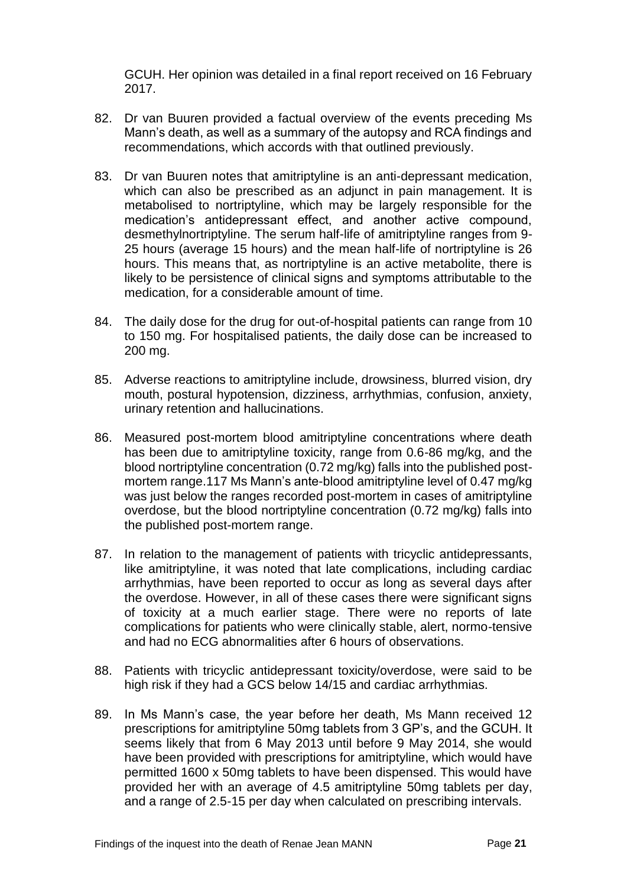GCUH. Her opinion was detailed in a final report received on 16 February 2017.

82. Dr van Buuren provided a factual overview of the events preceding Ms Mann's death, as well as a summary of the autopsy and RCA findings and recommendations, which accords with that outlined previously.

83. Dr van Buuren notes that amitriptyline is an anti-depressant medication, which can also be prescribed as an adjunct in pain management. It is metabolised to nortriptyline, which may be largely responsible for the medication's antidepressant effect, and another active compound, desmethylnortriptyline. The serum half-life of amitriptyline ranges from 9-25 hours (average 15 hours) and the mean half-life of nortriptyline is 26 hours. This means that, as nortriptyline is an active metabolite, there is likely to be persistence of clinical signs and symptoms attributable to the medication, for a considerable amount of time.

84. The daily dose for the drug for out-of-hospital patients can range from 10 to 150 mg. For hospitalised patients, the daily dose can be increased to 200 mg.

85. Adverse reactions to amitriptyline include, drowsiness, blurred vision, dry mouth, postural hypotension, dizziness, arrhythmias, confusion, anxiety, urinary retention and hallucinations.

86. Measured post-mortem blood amitriptyline concentrations where death has been due to amitriptyline toxicity, range from 0.6-86 mg/kg, and the blood nortriptyline concentration (0.72 mg/kg) falls into the published post-mortem range.[117] Ms Mann's ante-blood amitriptyline level of 0.47 mg/kg was just below the ranges recorded post-mortem in cases of amitriptyline overdose, but the blood nortriptyline concentration (0.72 mg/kg) falls into the published post-mortem range.

87. In relation to the management of patients with tricyclic antidepressants, like amitriptyline, it was noted that late complications, including cardiac arrhythmias, have been reported to occur as long as several days after the overdose. However, in all of these cases there were significant signs of toxicity at a much earlier stage. There were no reports of late complications for patients who were clinically stable, alert, normo-tensive and had no ECG abnormalities after 6 hours of observations.

88. Patients with tricyclic antidepressant toxicity/overdose, were said to be high risk if they had a GCS below 14/15 and cardiac arrhythmias.

89. In Ms Mann's case, the year before her death, Ms Mann received 12 prescriptions for amitriptyline 50mg tablets from 3 GP's, and the GCUH. It seems likely that from 6 May 2013 until before 9 May 2014, she would have been provided with prescriptions for amitriptyline, which would have permitted 1600 x 50mg tablets to have been dispensed. This would have provided her with an average of 4.5 amitriptyline 50mg tablets per day, and a range of 2.5-15 per day when calculated on prescribing intervals.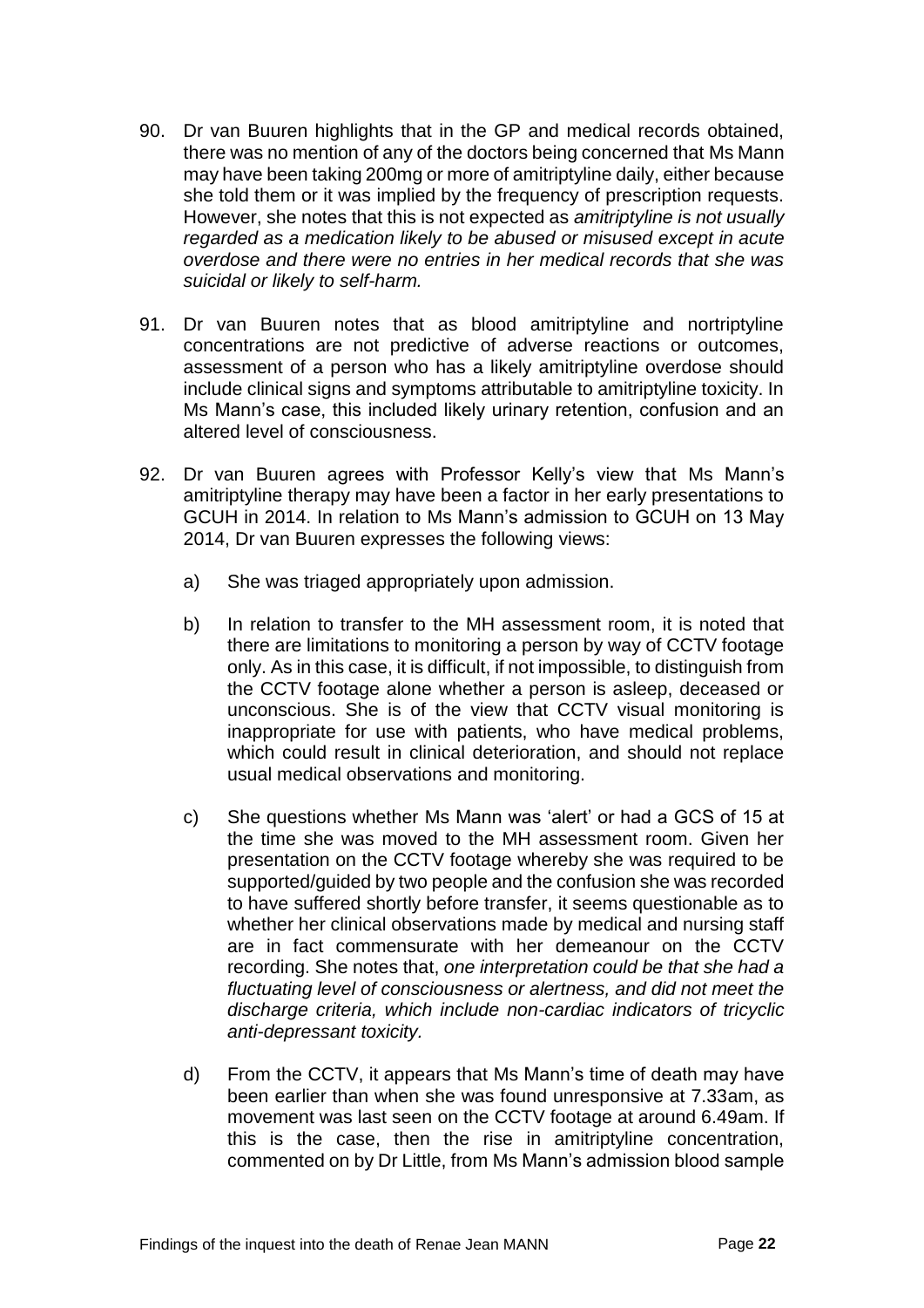90. Dr van Buuren highlights that in the GP and medical records obtained, there was no mention of any of the doctors being concerned that Ms Mann may have been taking 200mg or more of amitriptyline daily, either because she told them or it was implied by the frequency of prescription requests. However, she notes that this is not expected as *amitriptyline is not usually regarded as a medication likely to be abused or misused except in acute overdose and there were no entries in her medical records that she was suicidal or likely to self-harm.*

91. Dr van Buuren notes that as blood amitriptyline and nortriptyline concentrations are not predictive of adverse reactions or outcomes, assessment of a person who has a likely amitriptyline overdose should include clinical signs and symptoms attributable to amitriptyline toxicity. In Ms Mann's case, this included likely urinary retention, confusion and an altered level of consciousness.

92. Dr van Buuren agrees with Professor Kelly's view that Ms Mann's amitriptyline therapy may have been a factor in her early presentations to GCUH in 2014. In relation to Ms Mann's admission to GCUH on 13 May 2014, Dr van Buuren expresses the following views:

    a) She was triaged appropriately upon admission.

    b) In relation to transfer to the MH assessment room, it is noted that there are limitations to monitoring a person by way of CCTV footage only. As in this case, it is difficult, if not impossible, to distinguish from the CCTV footage alone whether a person is asleep, deceased or unconscious. She is of the view that CCTV visual monitoring is inappropriate for use with patients, who have medical problems, which could result in clinical deterioration, and should not replace usual medical observations and monitoring.

    c) She questions whether Ms Mann was 'alert' or had a GCS of 15 at the time she was moved to the MH assessment room. Given her presentation on the CCTV footage whereby she was required to be supported/guided by two people and the confusion she was recorded to have suffered shortly before transfer, it seems questionable as to whether her clinical observations made by medical and nursing staff are in fact commensurate with her demeanour on the CCTV recording. She notes that, *one interpretation could be that she had a fluctuating level of consciousness or alertness, and did not meet the discharge criteria, which include non-cardiac indicators of tricyclic anti-depressant toxicity.*

    d) From the CCTV, it appears that Ms Mann's time of death may have been earlier than when she was found unresponsive at 7.33am, as movement was last seen on the CCTV footage at around 6.49am. If this is the case, then the rise in amitriptyline concentration, commented on by Dr Little, from Ms Mann's admission blood sample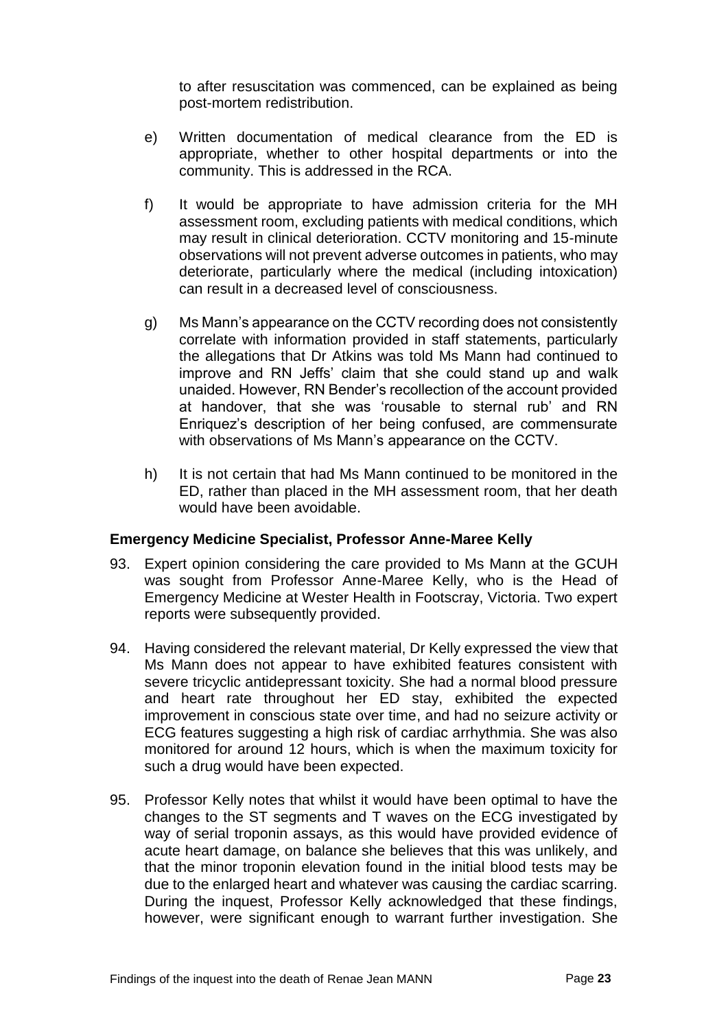to after resuscitation was commenced, can be explained as being post-mortem redistribution.

e) Written documentation of medical clearance from the ED is appropriate, whether to other hospital departments or into the community. This is addressed in the RCA.

f) It would be appropriate to have admission criteria for the MH assessment room, excluding patients with medical conditions, which may result in clinical deterioration. CCTV monitoring and 15-minute observations will not prevent adverse outcomes in patients, who may deteriorate, particularly where the medical (including intoxication) can result in a decreased level of consciousness.

g) Ms Mann's appearance on the CCTV recording does not consistently correlate with information provided in staff statements, particularly the allegations that Dr Atkins was told Ms Mann had continued to improve and RN Jeffs' claim that she could stand up and walk unaided. However, RN Bender's recollection of the account provided at handover, that she was 'rousable to sternal rub' and RN Enriquez's description of her being confused, are commensurate with observations of Ms Mann's appearance on the CCTV.

h) It is not certain that had Ms Mann continued to be monitored in the ED, rather than placed in the MH assessment room, that her death would have been avoidable.

### Emergency Medicine Specialist, Professor Anne-Maree Kelly

93. Expert opinion considering the care provided to Ms Mann at the GCUH was sought from Professor Anne-Maree Kelly, who is the Head of Emergency Medicine at Wester Health in Footscray, Victoria. Two expert reports were subsequently provided.

94. Having considered the relevant material, Dr Kelly expressed the view that Ms Mann does not appear to have exhibited features consistent with severe tricyclic antidepressant toxicity. She had a normal blood pressure and heart rate throughout her ED stay, exhibited the expected improvement in conscious state over time, and had no seizure activity or ECG features suggesting a high risk of cardiac arrhythmia. She was also monitored for around 12 hours, which is when the maximum toxicity for such a drug would have been expected.

95. Professor Kelly notes that whilst it would have been optimal to have the changes to the ST segments and T waves on the ECG investigated by way of serial troponin assays, as this would have provided evidence of acute heart damage, on balance she believes that this was unlikely, and that the minor troponin elevation found in the initial blood tests may be due to the enlarged heart and whatever was causing the cardiac scarring. During the inquest, Professor Kelly acknowledged that these findings, however, were significant enough to warrant further investigation. She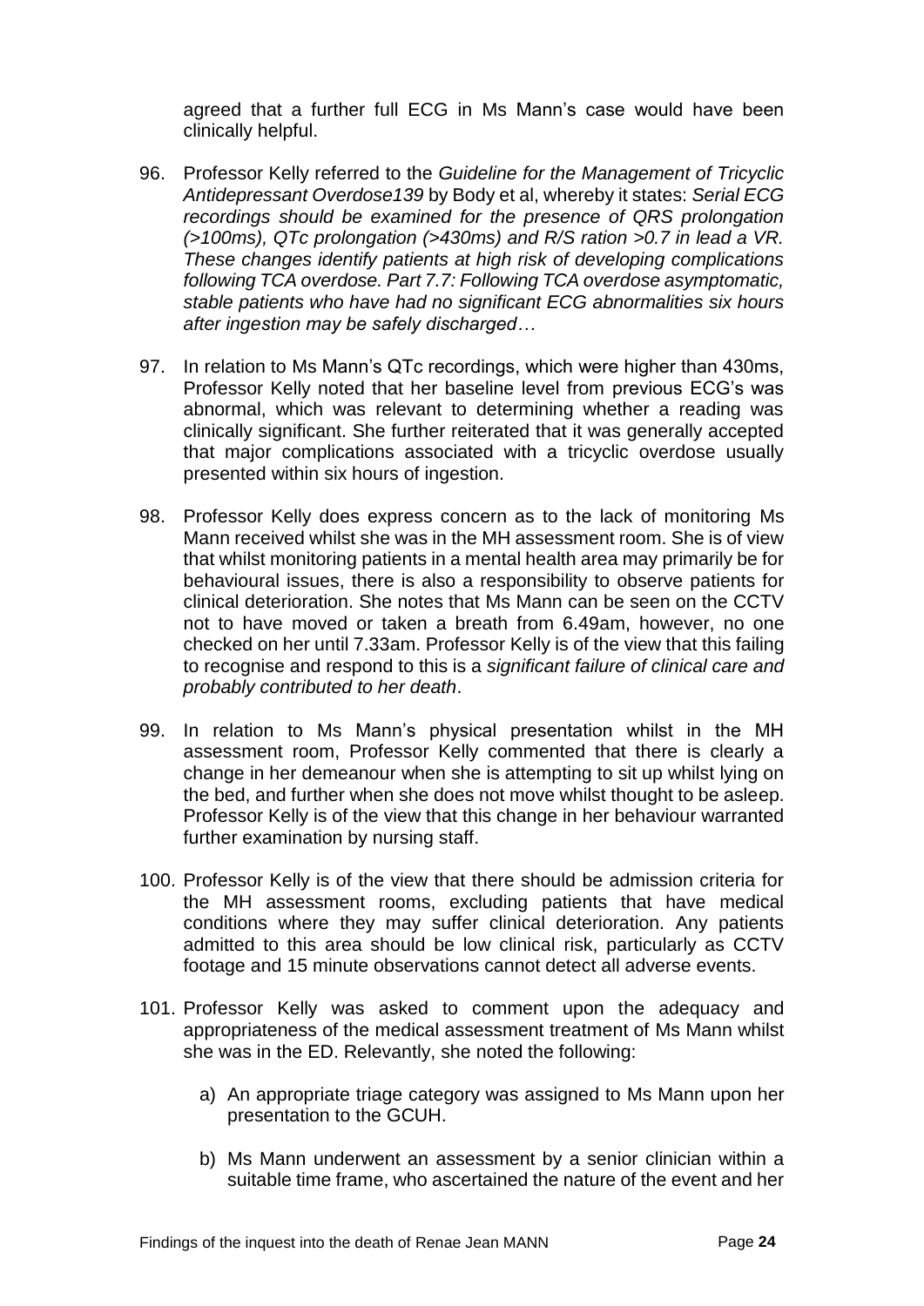agreed that a further full ECG in Ms Mann's case would have been clinically helpful.

96. Professor Kelly referred to the *Guideline for the Management of Tricyclic Antidepressant Overdose139* by Body et al, whereby it states: *Serial ECG recordings should be examined for the presence of QRS prolongation (>100ms), QTc prolongation (>430ms) and R/S ration >0.7 in lead a VR. These changes identify patients at high risk of developing complications following TCA overdose. Part 7.7: Following TCA overdose asymptomatic, stable patients who have had no significant ECG abnormalities six hours after ingestion may be safely discharged…*

97. In relation to Ms Mann's QTc recordings, which were higher than 430ms, Professor Kelly noted that her baseline level from previous ECG's was abnormal, which was relevant to determining whether a reading was clinically significant. She further reiterated that it was generally accepted that major complications associated with a tricyclic overdose usually presented within six hours of ingestion.

98. Professor Kelly does express concern as to the lack of monitoring Ms Mann received whilst she was in the MH assessment room. She is of view that whilst monitoring patients in a mental health area may primarily be for behavioural issues, there is also a responsibility to observe patients for clinical deterioration. She notes that Ms Mann can be seen on the CCTV not to have moved or taken a breath from 6.49am, however, no one checked on her until 7.33am. Professor Kelly is of the view that this failing to recognise and respond to this is a *significant failure of clinical care and probably contributed to her death*.

99. In relation to Ms Mann's physical presentation whilst in the MH assessment room, Professor Kelly commented that there is clearly a change in her demeanour when she is attempting to sit up whilst lying on the bed, and further when she does not move whilst thought to be asleep. Professor Kelly is of the view that this change in her behaviour warranted further examination by nursing staff.

100. Professor Kelly is of the view that there should be admission criteria for the MH assessment rooms, excluding patients that have medical conditions where they may suffer clinical deterioration. Any patients admitted to this area should be low clinical risk, particularly as CCTV footage and 15 minute observations cannot detect all adverse events.

101. Professor Kelly was asked to comment upon the adequacy and appropriateness of the medical assessment treatment of Ms Mann whilst she was in the ED. Relevantly, she noted the following:

    a) An appropriate triage category was assigned to Ms Mann upon her presentation to the GCUH.

    b) Ms Mann underwent an assessment by a senior clinician within a suitable time frame, who ascertained the nature of the event and her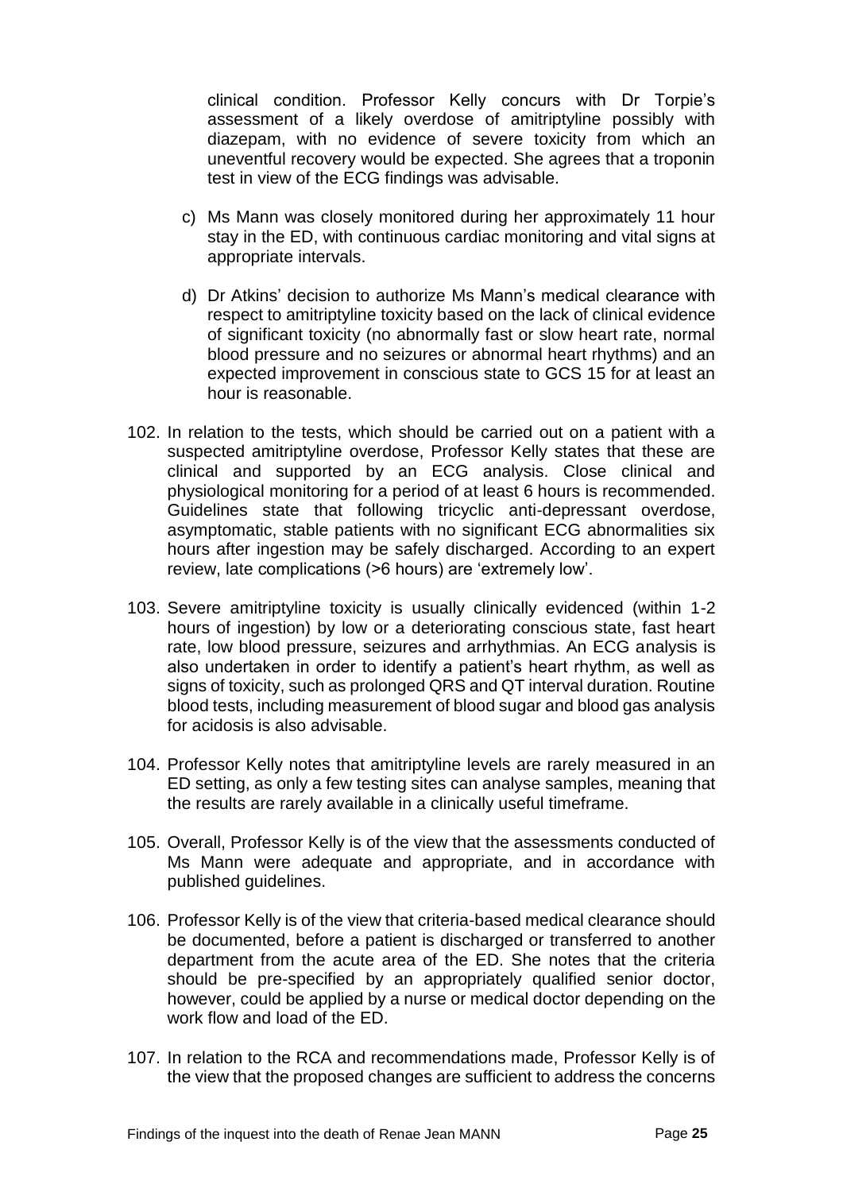clinical condition. Professor Kelly concurs with Dr Torpie's assessment of a likely overdose of amitriptyline possibly with diazepam, with no evidence of severe toxicity from which an uneventful recovery would be expected. She agrees that a troponin test in view of the ECG findings was advisable.

c) Ms Mann was closely monitored during her approximately 11 hour stay in the ED, with continuous cardiac monitoring and vital signs at appropriate intervals.

d) Dr Atkins' decision to authorize Ms Mann's medical clearance with respect to amitriptyline toxicity based on the lack of clinical evidence of significant toxicity (no abnormally fast or slow heart rate, normal blood pressure and no seizures or abnormal heart rhythms) and an expected improvement in conscious state to GCS 15 for at least an hour is reasonable.

102. In relation to the tests, which should be carried out on a patient with a suspected amitriptyline overdose, Professor Kelly states that these are clinical and supported by an ECG analysis. Close clinical and physiological monitoring for a period of at least 6 hours is recommended. Guidelines state that following tricyclic anti-depressant overdose, asymptomatic, stable patients with no significant ECG abnormalities six hours after ingestion may be safely discharged. According to an expert review, late complications (>6 hours) are 'extremely low'.

103. Severe amitriptyline toxicity is usually clinically evidenced (within 1-2 hours of ingestion) by low or a deteriorating conscious state, fast heart rate, low blood pressure, seizures and arrhythmias. An ECG analysis is also undertaken in order to identify a patient's heart rhythm, as well as signs of toxicity, such as prolonged QRS and QT interval duration. Routine blood tests, including measurement of blood sugar and blood gas analysis for acidosis is also advisable.

104. Professor Kelly notes that amitriptyline levels are rarely measured in an ED setting, as only a few testing sites can analyse samples, meaning that the results are rarely available in a clinically useful timeframe.

105. Overall, Professor Kelly is of the view that the assessments conducted of Ms Mann were adequate and appropriate, and in accordance with published guidelines.

106. Professor Kelly is of the view that criteria-based medical clearance should be documented, before a patient is discharged or transferred to another department from the acute area of the ED. She notes that the criteria should be pre-specified by an appropriately qualified senior doctor, however, could be applied by a nurse or medical doctor depending on the work flow and load of the ED.

107. In relation to the RCA and recommendations made, Professor Kelly is of the view that the proposed changes are sufficient to address the concerns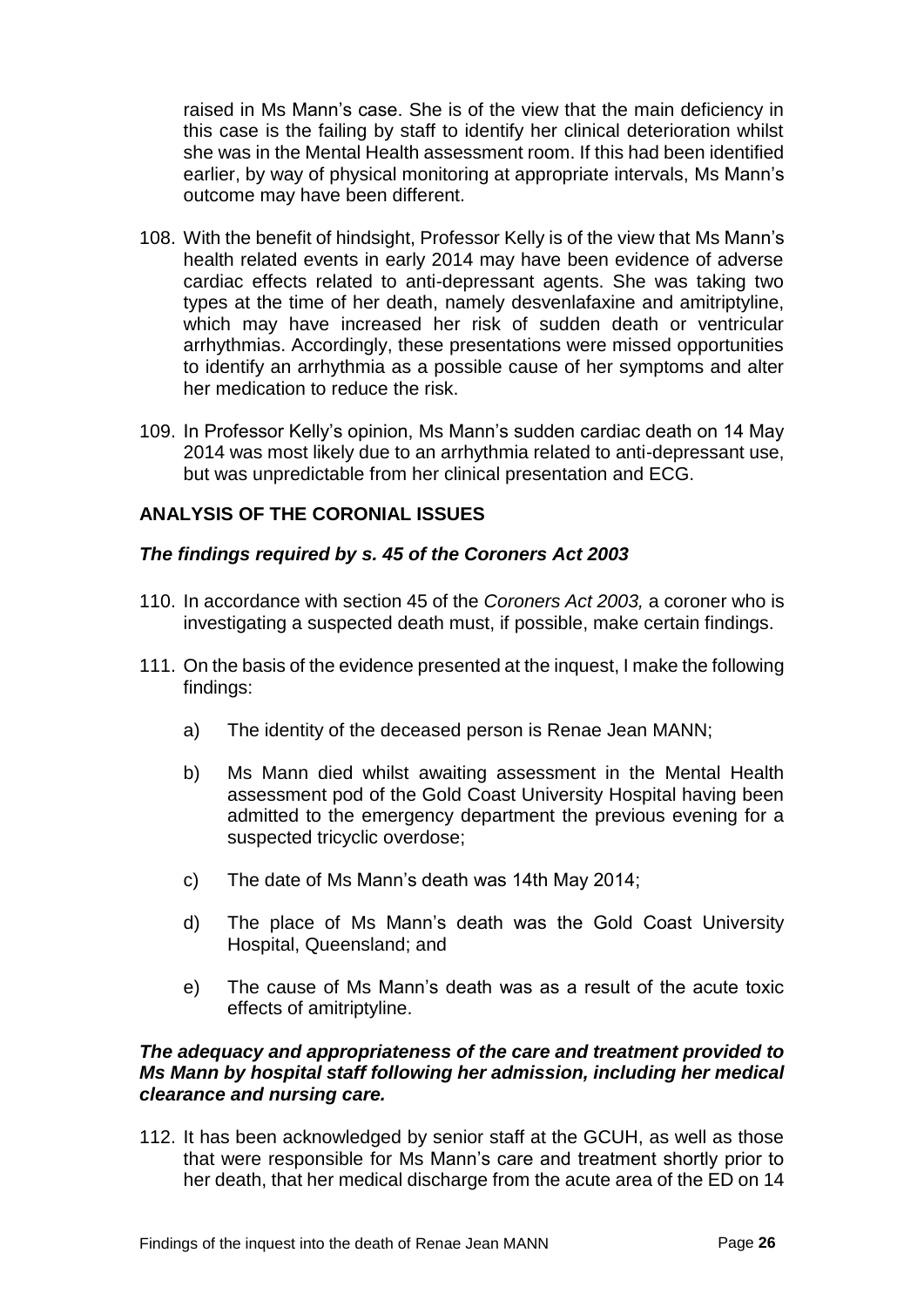raised in Ms Mann's case. She is of the view that the main deficiency in this case is the failing by staff to identify her clinical deterioration whilst she was in the Mental Health assessment room. If this had been identified earlier, by way of physical monitoring at appropriate intervals, Ms Mann's outcome may have been different.

108. With the benefit of hindsight, Professor Kelly is of the view that Ms Mann's health related events in early 2014 may have been evidence of adverse cardiac effects related to anti-depressant agents. She was taking two types at the time of her death, namely desvenlafaxine and amitriptyline, which may have increased her risk of sudden death or ventricular arrhythmias. Accordingly, these presentations were missed opportunities to identify an arrhythmia as a possible cause of her symptoms and alter her medication to reduce the risk.

109. In Professor Kelly's opinion, Ms Mann's sudden cardiac death on 14 May 2014 was most likely due to an arrhythmia related to anti-depressant use, but was unpredictable from her clinical presentation and ECG.

## ANALYSIS OF THE CORONIAL ISSUES

### *The findings required by s. 45 of the Coroners Act 2003*

110. In accordance with section 45 of the *Coroners Act 2003,* a coroner who is investigating a suspected death must, if possible, make certain findings.

111. On the basis of the evidence presented at the inquest, I make the following findings:

    a) The identity of the deceased person is Renae Jean MANN;

    b) Ms Mann died whilst awaiting assessment in the Mental Health assessment pod of the Gold Coast University Hospital having been admitted to the emergency department the previous evening for a suspected tricyclic overdose;

    c) The date of Ms Mann's death was 14th May 2014;

    d) The place of Ms Mann's death was the Gold Coast University Hospital, Queensland; and

    e) The cause of Ms Mann's death was as a result of the acute toxic effects of amitriptyline.

### *The adequacy and appropriateness of the care and treatment provided to Ms Mann by hospital staff following her admission, including her medical clearance and nursing care.*

112. It has been acknowledged by senior staff at the GCUH, as well as those that were responsible for Ms Mann's care and treatment shortly prior to her death, that her medical discharge from the acute area of the ED on 14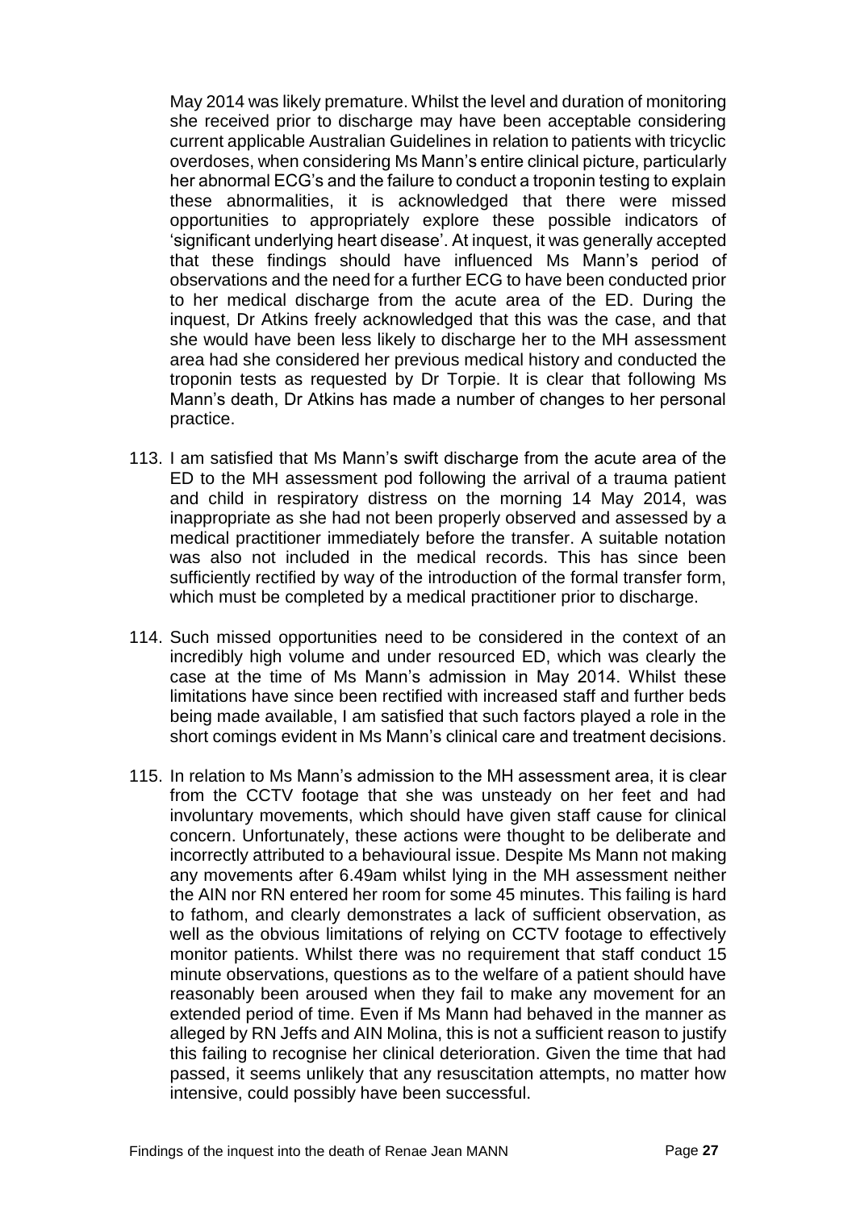May 2014 was likely premature. Whilst the level and duration of monitoring she received prior to discharge may have been acceptable considering current applicable Australian Guidelines in relation to patients with tricyclic overdoses, when considering Ms Mann's entire clinical picture, particularly her abnormal ECG's and the failure to conduct a troponin testing to explain these abnormalities, it is acknowledged that there were missed opportunities to appropriately explore these possible indicators of 'significant underlying heart disease'. At inquest, it was generally accepted that these findings should have influenced Ms Mann's period of observations and the need for a further ECG to have been conducted prior to her medical discharge from the acute area of the ED. During the inquest, Dr Atkins freely acknowledged that this was the case, and that she would have been less likely to discharge her to the MH assessment area had she considered her previous medical history and conducted the troponin tests as requested by Dr Torpie. It is clear that following Ms Mann's death, Dr Atkins has made a number of changes to her personal practice.

113. I am satisfied that Ms Mann's swift discharge from the acute area of the ED to the MH assessment pod following the arrival of a trauma patient and child in respiratory distress on the morning 14 May 2014, was inappropriate as she had not been properly observed and assessed by a medical practitioner immediately before the transfer. A suitable notation was also not included in the medical records. This has since been sufficiently rectified by way of the introduction of the formal transfer form, which must be completed by a medical practitioner prior to discharge.

114. Such missed opportunities need to be considered in the context of an incredibly high volume and under resourced ED, which was clearly the case at the time of Ms Mann's admission in May 2014. Whilst these limitations have since been rectified with increased staff and further beds being made available, I am satisfied that such factors played a role in the short comings evident in Ms Mann's clinical care and treatment decisions.

115. In relation to Ms Mann's admission to the MH assessment area, it is clear from the CCTV footage that she was unsteady on her feet and had involuntary movements, which should have given staff cause for clinical concern. Unfortunately, these actions were thought to be deliberate and incorrectly attributed to a behavioural issue. Despite Ms Mann not making any movements after 6.49am whilst lying in the MH assessment neither the AIN nor RN entered her room for some 45 minutes. This failing is hard to fathom, and clearly demonstrates a lack of sufficient observation, as well as the obvious limitations of relying on CCTV footage to effectively monitor patients. Whilst there was no requirement that staff conduct 15 minute observations, questions as to the welfare of a patient should have reasonably been aroused when they fail to make any movement for an extended period of time. Even if Ms Mann had behaved in the manner as alleged by RN Jeffs and AIN Molina, this is not a sufficient reason to justify this failing to recognise her clinical deterioration. Given the time that had passed, it seems unlikely that any resuscitation attempts, no matter how intensive, could possibly have been successful.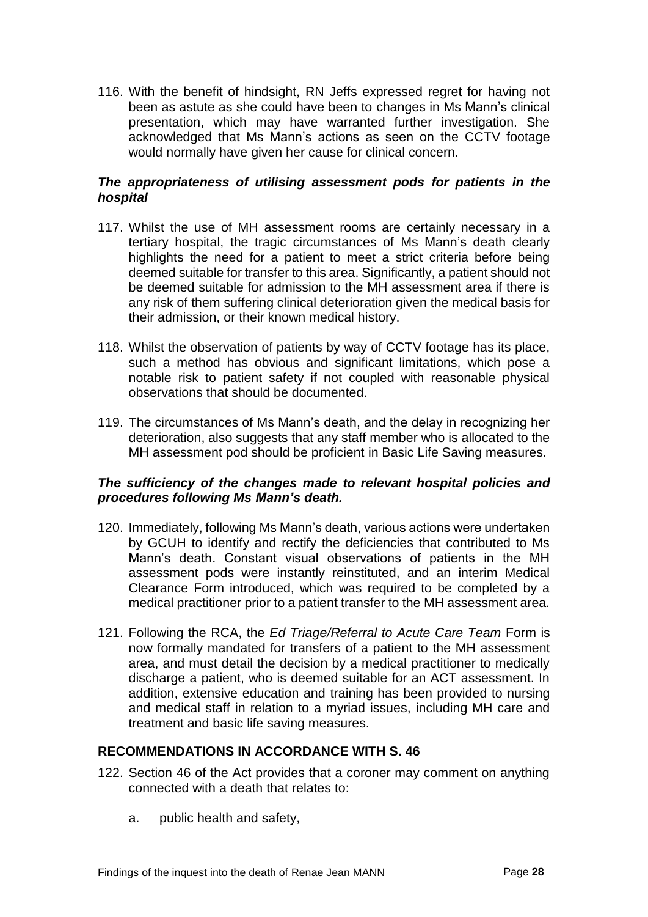116. With the benefit of hindsight, RN Jeffs expressed regret for having not been as astute as she could have been to changes in Ms Mann's clinical presentation, which may have warranted further investigation. She acknowledged that Ms Mann's actions as seen on the CCTV footage would normally have given her cause for clinical concern.

### *The appropriateness of utilising assessment pods for patients in the hospital*

117. Whilst the use of MH assessment rooms are certainly necessary in a tertiary hospital, the tragic circumstances of Ms Mann's death clearly highlights the need for a patient to meet a strict criteria before being deemed suitable for transfer to this area. Significantly, a patient should not be deemed suitable for admission to the MH assessment area if there is any risk of them suffering clinical deterioration given the medical basis for their admission, or their known medical history.

118. Whilst the observation of patients by way of CCTV footage has its place, such a method has obvious and significant limitations, which pose a notable risk to patient safety if not coupled with reasonable physical observations that should be documented.

119. The circumstances of Ms Mann's death, and the delay in recognizing her deterioration, also suggests that any staff member who is allocated to the MH assessment pod should be proficient in Basic Life Saving measures.

### *The sufficiency of the changes made to relevant hospital policies and procedures following Ms Mann's death.*

120. Immediately, following Ms Mann's death, various actions were undertaken by GCUH to identify and rectify the deficiencies that contributed to Ms Mann's death. Constant visual observations of patients in the MH assessment pods were instantly reinstituted, and an interim Medical Clearance Form introduced, which was required to be completed by a medical practitioner prior to a patient transfer to the MH assessment area.

121. Following the RCA, the *Ed Triage/Referral to Acute Care Team* Form is now formally mandated for transfers of a patient to the MH assessment area, and must detail the decision by a medical practitioner to medically discharge a patient, who is deemed suitable for an ACT assessment. In addition, extensive education and training has been provided to nursing and medical staff in relation to a myriad issues, including MH care and treatment and basic life saving measures.

## RECOMMENDATIONS IN ACCORDANCE WITH S. 46

122. Section 46 of the Act provides that a coroner may comment on anything connected with a death that relates to:

    a. public health and safety,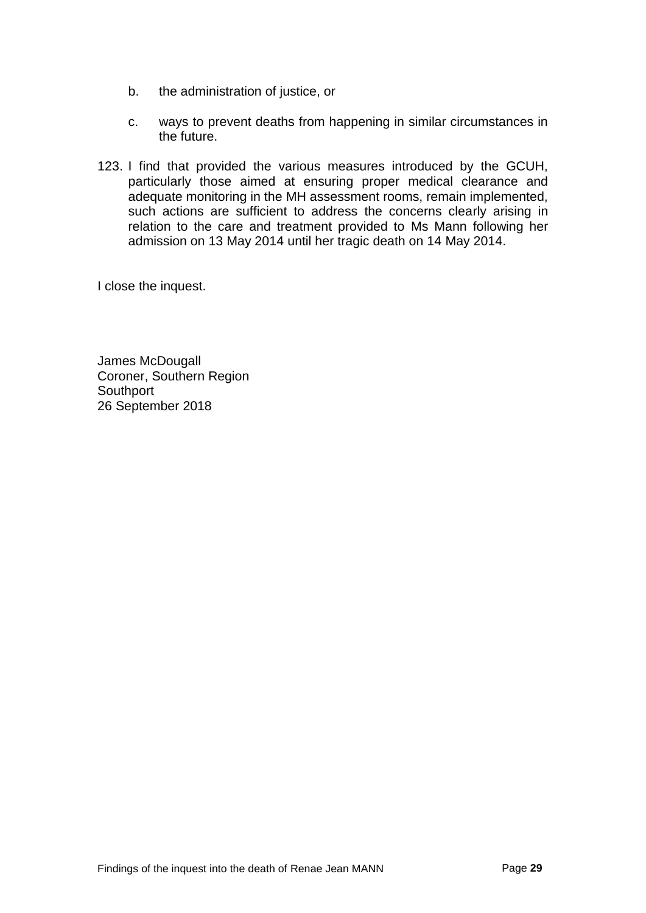b. the administration of justice, or

c. ways to prevent deaths from happening in similar circumstances in the future.

123. I find that provided the various measures introduced by the GCUH, particularly those aimed at ensuring proper medical clearance and adequate monitoring in the MH assessment rooms, remain implemented, such actions are sufficient to address the concerns clearly arising in relation to the care and treatment provided to Ms Mann following her admission on 13 May 2014 until her tragic death on 14 May 2014.

I close the inquest.

James McDougall
Coroner, Southern Region
Southport
26 September 2018